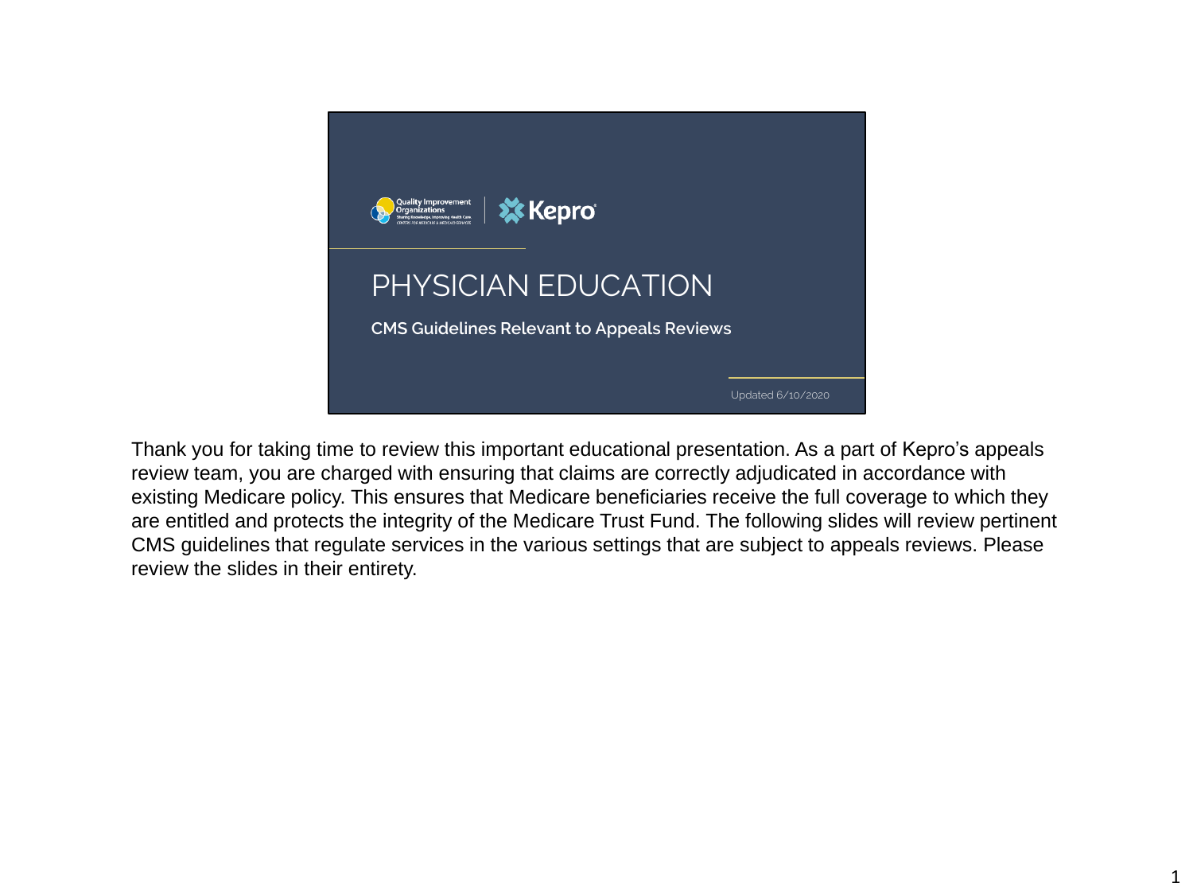Quality Improvement Organizations | Kepro

# PHYSICIAN EDUCATION

**CMS Guidelines Relevant to Appeals Reviews**

Updated 6/10/2020

Thank you for taking time to review this important educational presentation. As a part of Kepro's appeals review team, you are charged with ensuring that claims are correctly adjudicated in accordance with existing Medicare policy. This ensures that Medicare beneficiaries receive the full coverage to which they are entitled and protects the integrity of the Medicare Trust Fund. The following slides will review pertinent CMS guidelines that regulate services in the various settings that are subject to appeals reviews. Please review the slides in their entirety.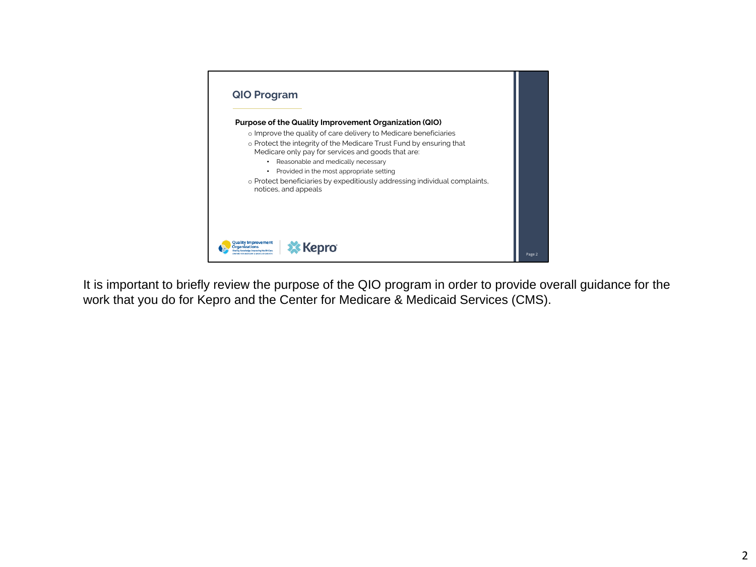## QIO Program

**Purpose of the Quality Improvement Organization (QIO)**

- Improve the quality of care delivery to Medicare beneficiaries
- Protect the integrity of the Medicare Trust Fund by ensuring that Medicare only pay for services and goods that are:
  - Reasonable and medically necessary
  - Provided in the most appropriate setting
- Protect beneficiaries by expeditiously addressing individual complaints, notices, and appeals

It is important to briefly review the purpose of the QIO program in order to provide overall guidance for the work that you do for Kepro and the Center for Medicare & Medicaid Services (CMS).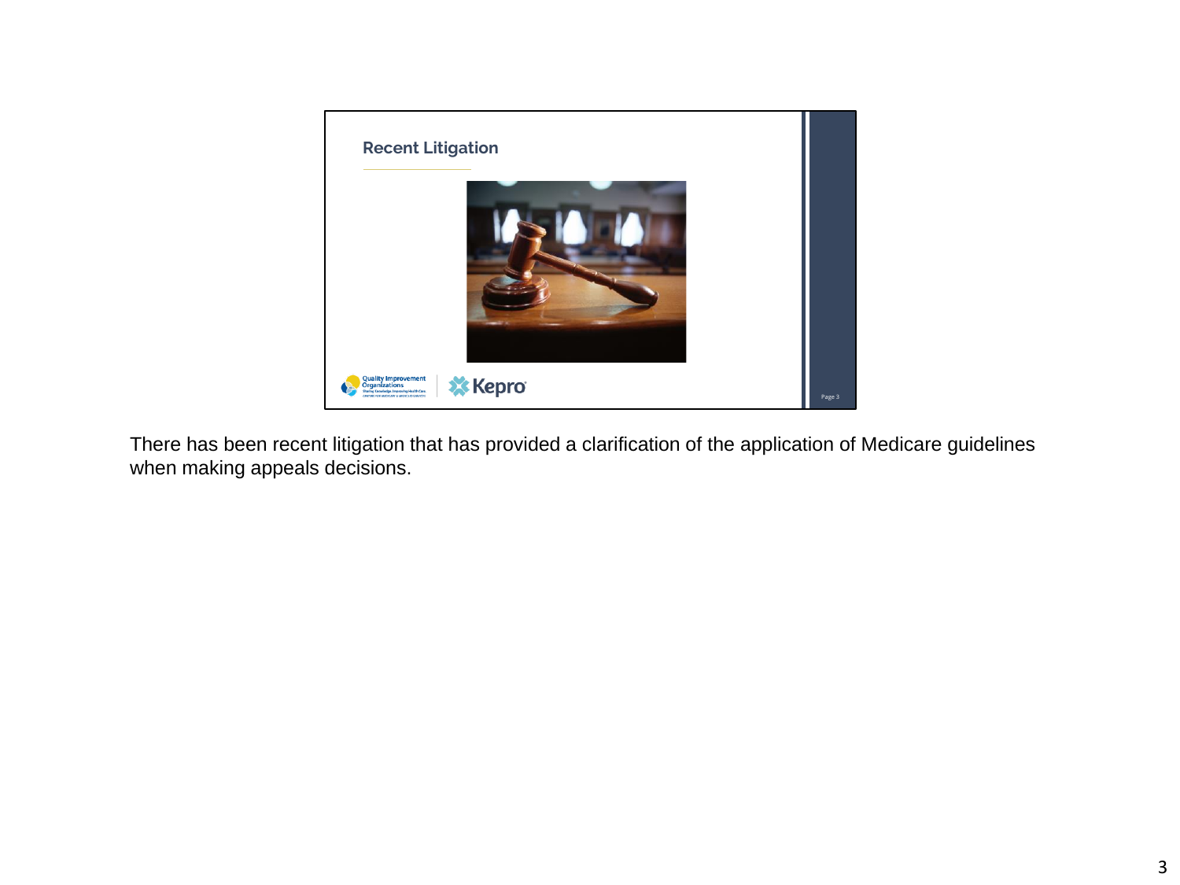## Recent Litigation

There has been recent litigation that has provided a clarification of the application of Medicare guidelines when making appeals decisions.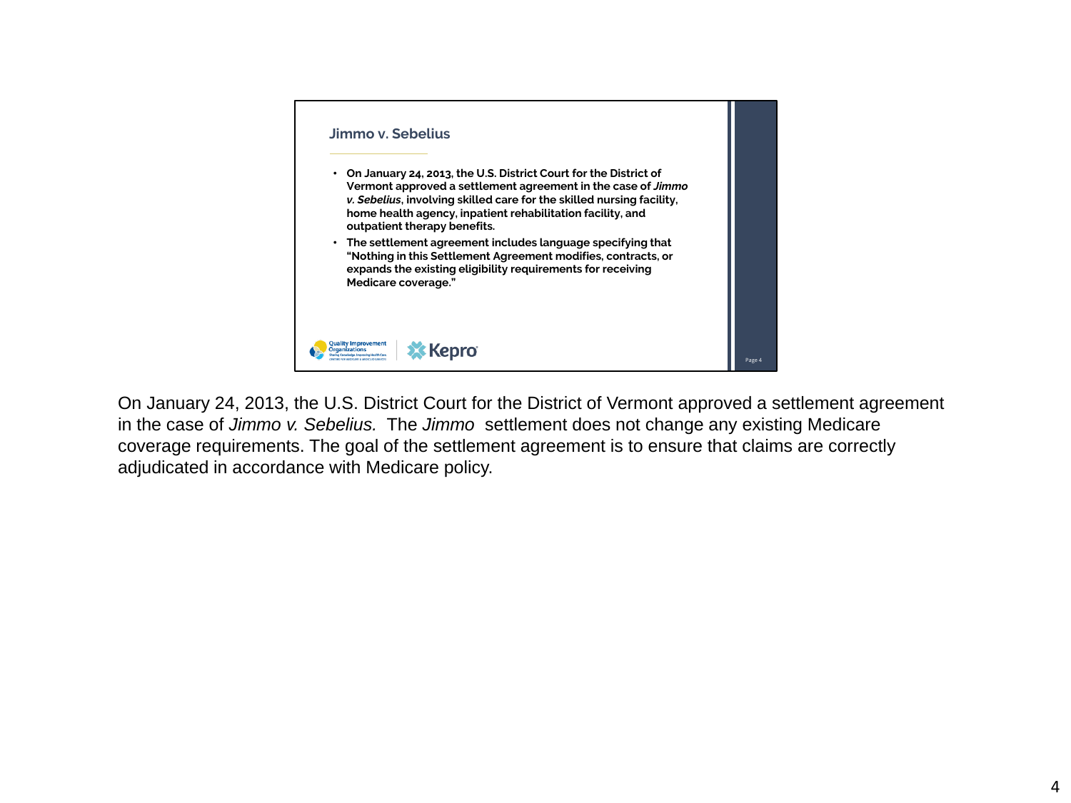## Jimmo v. Sebelius

- **On January 24, 2013, the U.S. District Court for the District of Vermont approved a settlement agreement in the case of *Jimmo v. Sebelius*, involving skilled care for the skilled nursing facility, home health agency, inpatient rehabilitation facility, and outpatient therapy benefits.**
- **The settlement agreement includes language specifying that "Nothing in this Settlement Agreement modifies, contracts, or expands the existing eligibility requirements for receiving Medicare coverage."**

Quality Improvement Organizations | Kepro

On January 24, 2013, the U.S. District Court for the District of Vermont approved a settlement agreement in the case of *Jimmo v. Sebelius.* The *Jimmo* settlement does not change any existing Medicare coverage requirements. The goal of the settlement agreement is to ensure that claims are correctly adjudicated in accordance with Medicare policy.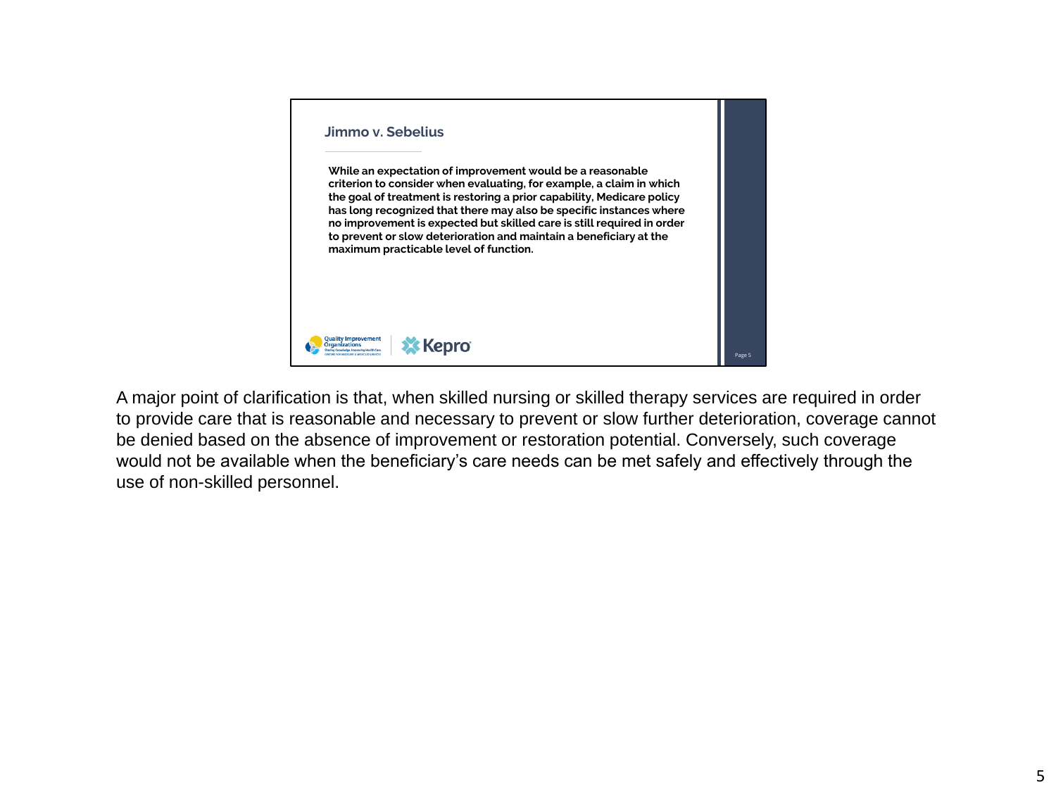## Jimmo v. Sebelius

**While an expectation of improvement would be a reasonable criterion to consider when evaluating, for example, a claim in which the goal of treatment is restoring a prior capability, Medicare policy has long recognized that there may also be specific instances where no improvement is expected but skilled care is still required in order to prevent or slow deterioration and maintain a beneficiary at the maximum practicable level of function.**

A major point of clarification is that, when skilled nursing or skilled therapy services are required in order to provide care that is reasonable and necessary to prevent or slow further deterioration, coverage cannot be denied based on the absence of improvement or restoration potential. Conversely, such coverage would not be available when the beneficiary's care needs can be met safely and effectively through the use of non-skilled personnel.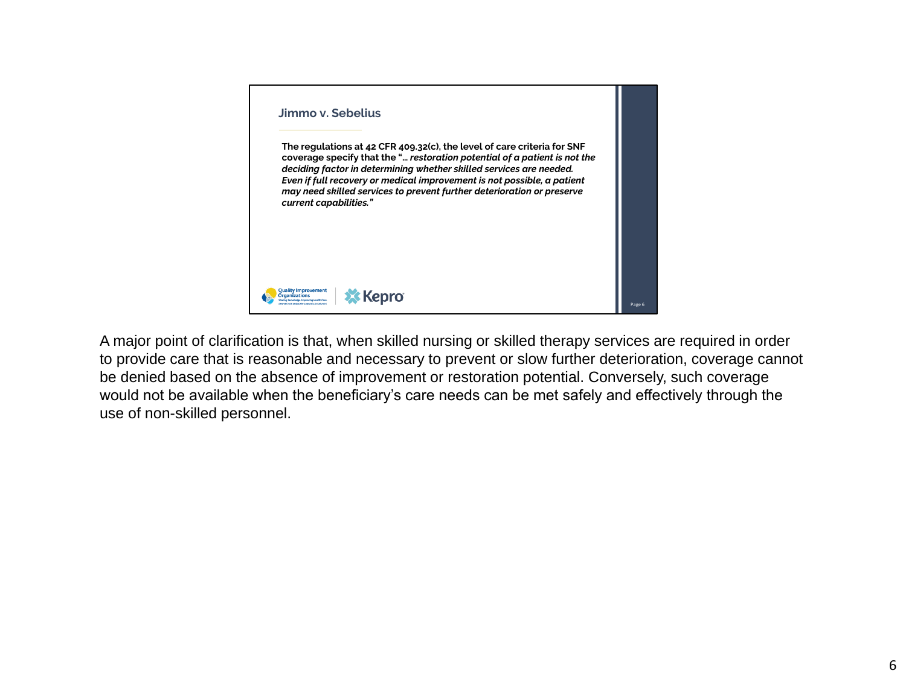## Jimmo v. Sebelius

**The regulations at 42 CFR 409.32(c), the level of care criteria for SNF coverage specify that the "*… restoration potential of a patient is not the deciding factor in determining whether skilled services are needed. Even if full recovery or medical improvement is not possible, a patient may need skilled services to prevent further deterioration or preserve current capabilities.*"**

A major point of clarification is that, when skilled nursing or skilled therapy services are required in order to provide care that is reasonable and necessary to prevent or slow further deterioration, coverage cannot be denied based on the absence of improvement or restoration potential. Conversely, such coverage would not be available when the beneficiary's care needs can be met safely and effectively through the use of non-skilled personnel.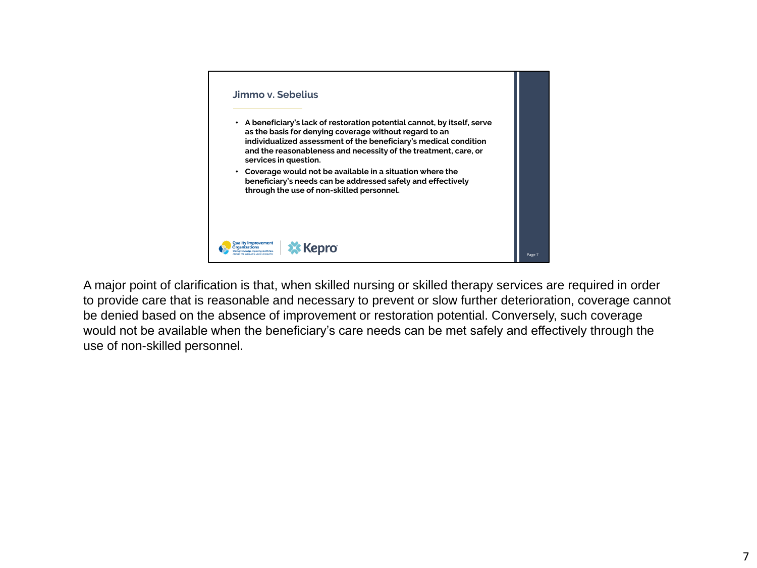## Jimmo v. Sebelius

- **A beneficiary's lack of restoration potential cannot, by itself, serve as the basis for denying coverage without regard to an individualized assessment of the beneficiary's medical condition and the reasonableness and necessity of the treatment, care, or services in question.**
- **Coverage would not be available in a situation where the beneficiary's needs can be addressed safely and effectively through the use of non-skilled personnel.**

A major point of clarification is that, when skilled nursing or skilled therapy services are required in order to provide care that is reasonable and necessary to prevent or slow further deterioration, coverage cannot be denied based on the absence of improvement or restoration potential. Conversely, such coverage would not be available when the beneficiary's care needs can be met safely and effectively through the use of non-skilled personnel.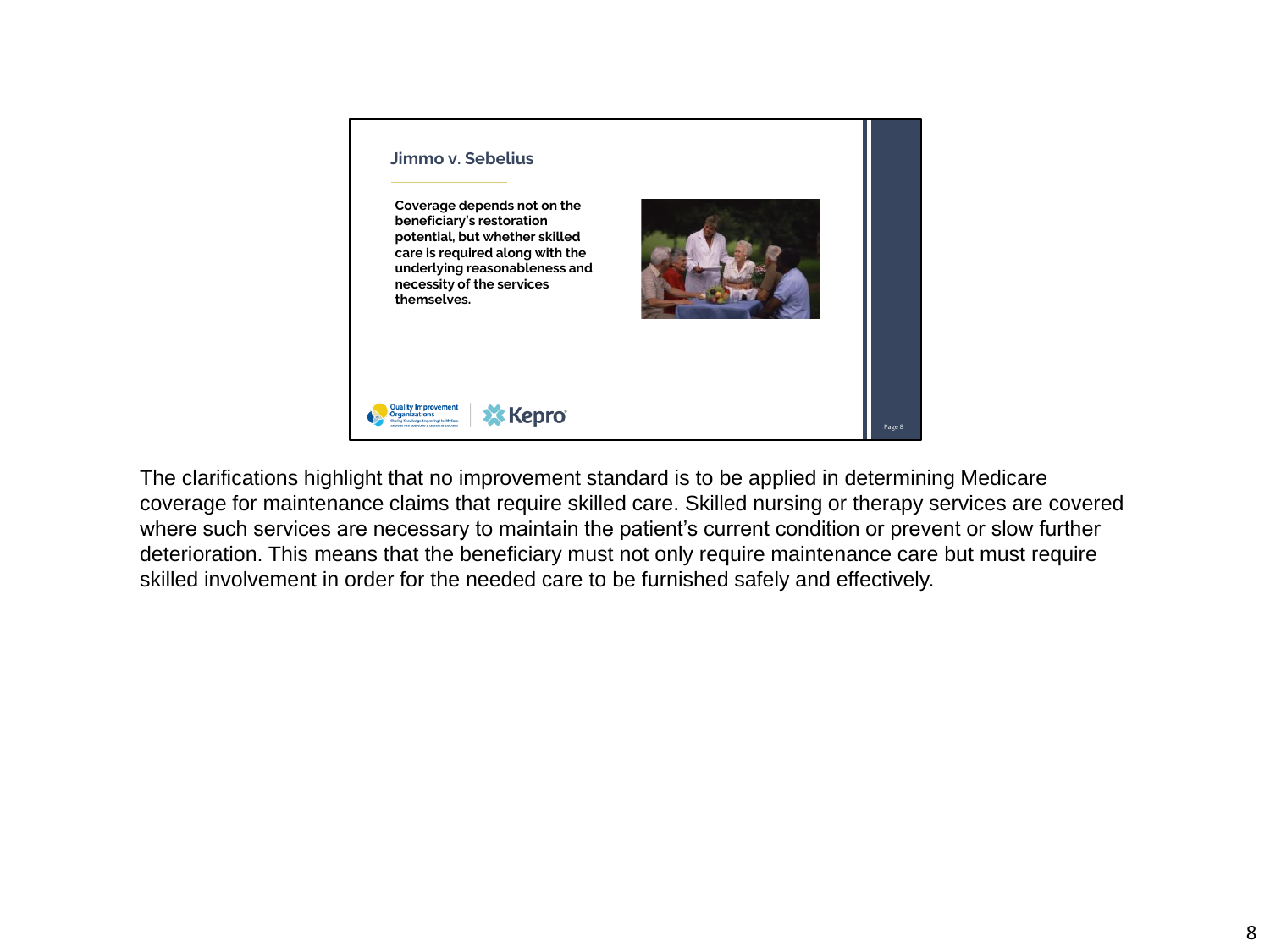## Jimmo v. Sebelius

**Coverage depends not on the beneficiary's restoration potential, but whether skilled care is required along with the underlying reasonableness and necessity of the services themselves.**

The clarifications highlight that no improvement standard is to be applied in determining Medicare coverage for maintenance claims that require skilled care. Skilled nursing or therapy services are covered where such services are necessary to maintain the patient's current condition or prevent or slow further deterioration. This means that the beneficiary must not only require maintenance care but must require skilled involvement in order for the needed care to be furnished safely and effectively.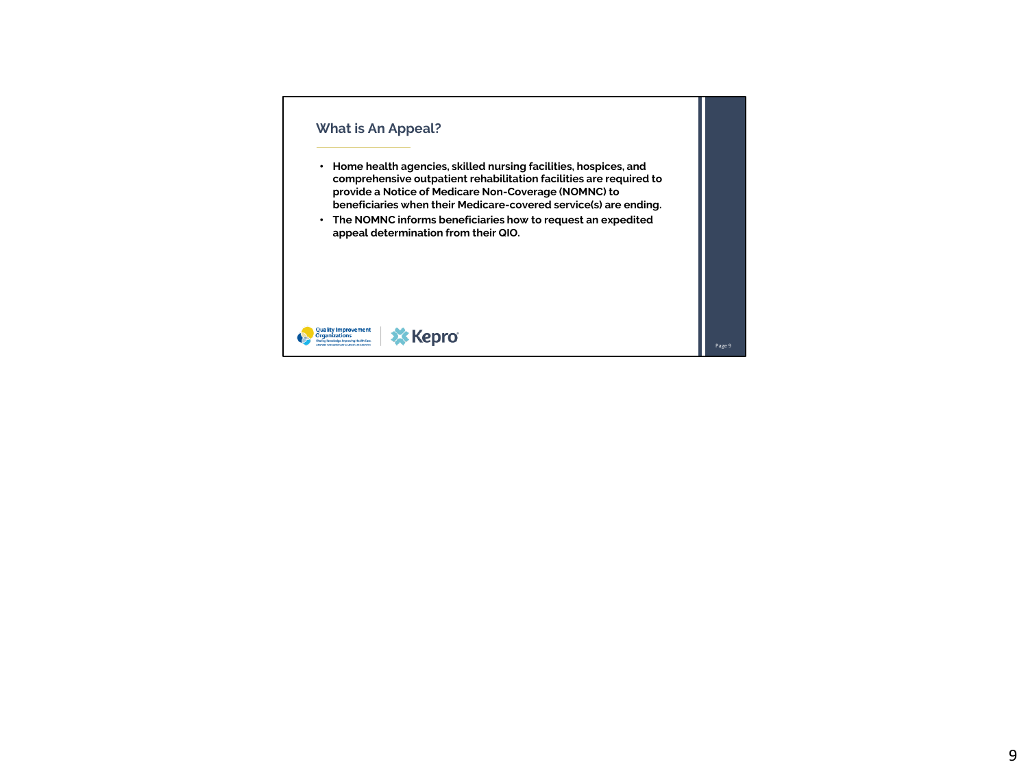## What is An Appeal?

- **Home health agencies, skilled nursing facilities, hospices, and comprehensive outpatient rehabilitation facilities are required to provide a Notice of Medicare Non-Coverage (NOMNC) to beneficiaries when their Medicare-covered service(s) are ending.**
- **The NOMNC informs beneficiaries how to request an expedited appeal determination from their QIO.**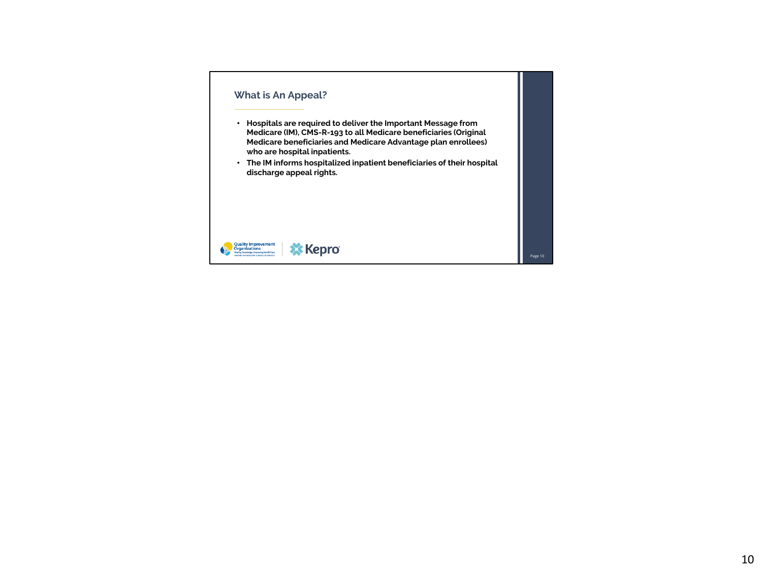## What is An Appeal?

- **Hospitals are required to deliver the Important Message from Medicare (IM), CMS-R-193 to all Medicare beneficiaries (Original Medicare beneficiaries and Medicare Advantage plan enrollees) who are hospital inpatients.**
- **The IM informs hospitalized inpatient beneficiaries of their hospital discharge appeal rights.**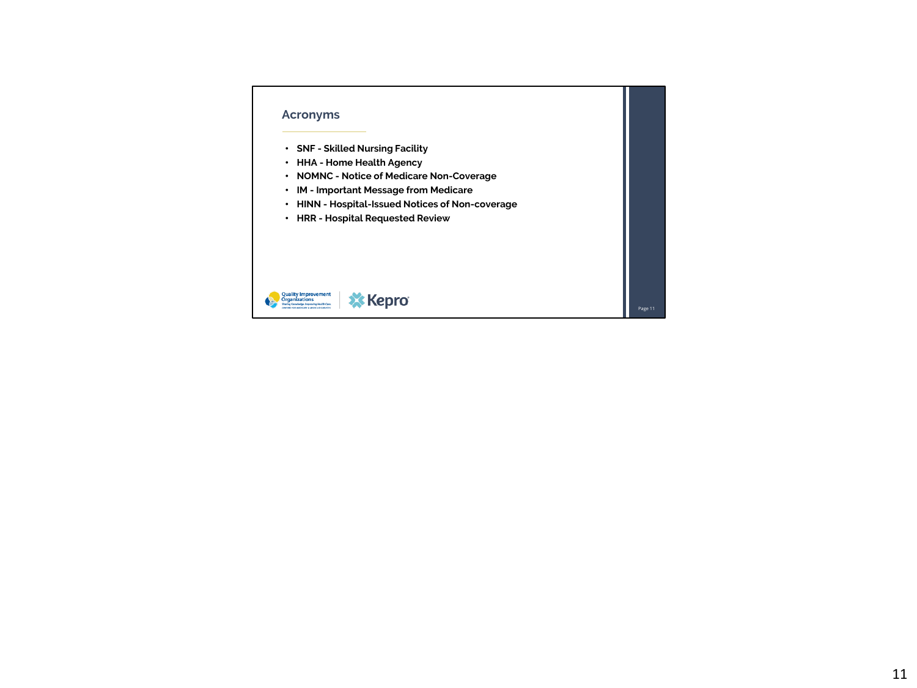## Acronyms

- **SNF - Skilled Nursing Facility**
- **HHA - Home Health Agency**
- **NOMNC - Notice of Medicare Non-Coverage**
- **IM - Important Message from Medicare**
- **HINN - Hospital-Issued Notices of Non-coverage**
- **HRR - Hospital Requested Review**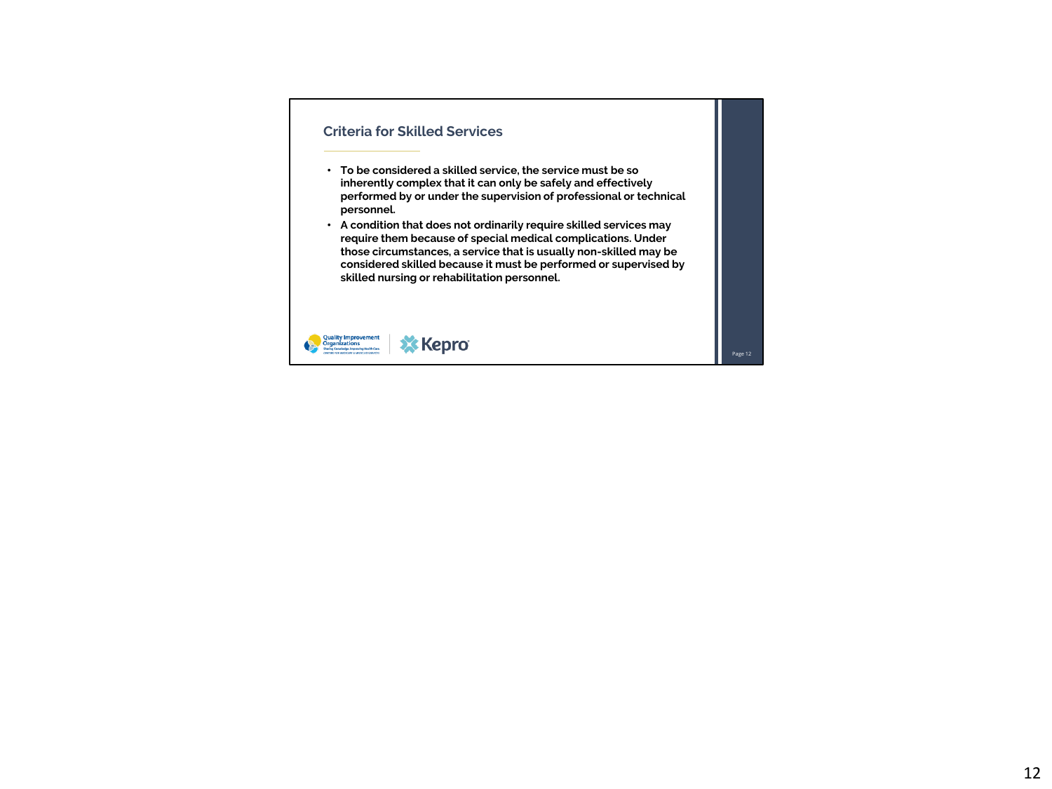## Criteria for Skilled Services

- **To be considered a skilled service, the service must be so inherently complex that it can only be safely and effectively performed by or under the supervision of professional or technical personnel.**
- **A condition that does not ordinarily require skilled services may require them because of special medical complications. Under those circumstances, a service that is usually non-skilled may be considered skilled because it must be performed or supervised by skilled nursing or rehabilitation personnel.**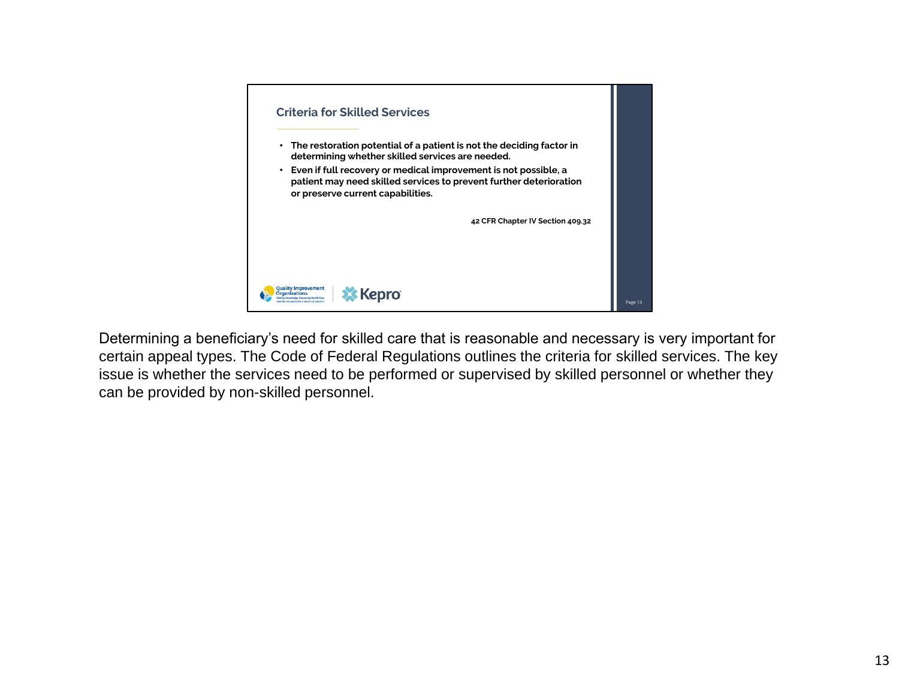## Criteria for Skilled Services

- **The restoration potential of a patient is not the deciding factor in determining whether skilled services are needed.**
- **Even if full recovery or medical improvement is not possible, a patient may need skilled services to prevent further deterioration or preserve current capabilities.**

**42 CFR Chapter IV Section 409.32**

Determining a beneficiary's need for skilled care that is reasonable and necessary is very important for certain appeal types. The Code of Federal Regulations outlines the criteria for skilled services. The key issue is whether the services need to be performed or supervised by skilled personnel or whether they can be provided by non-skilled personnel.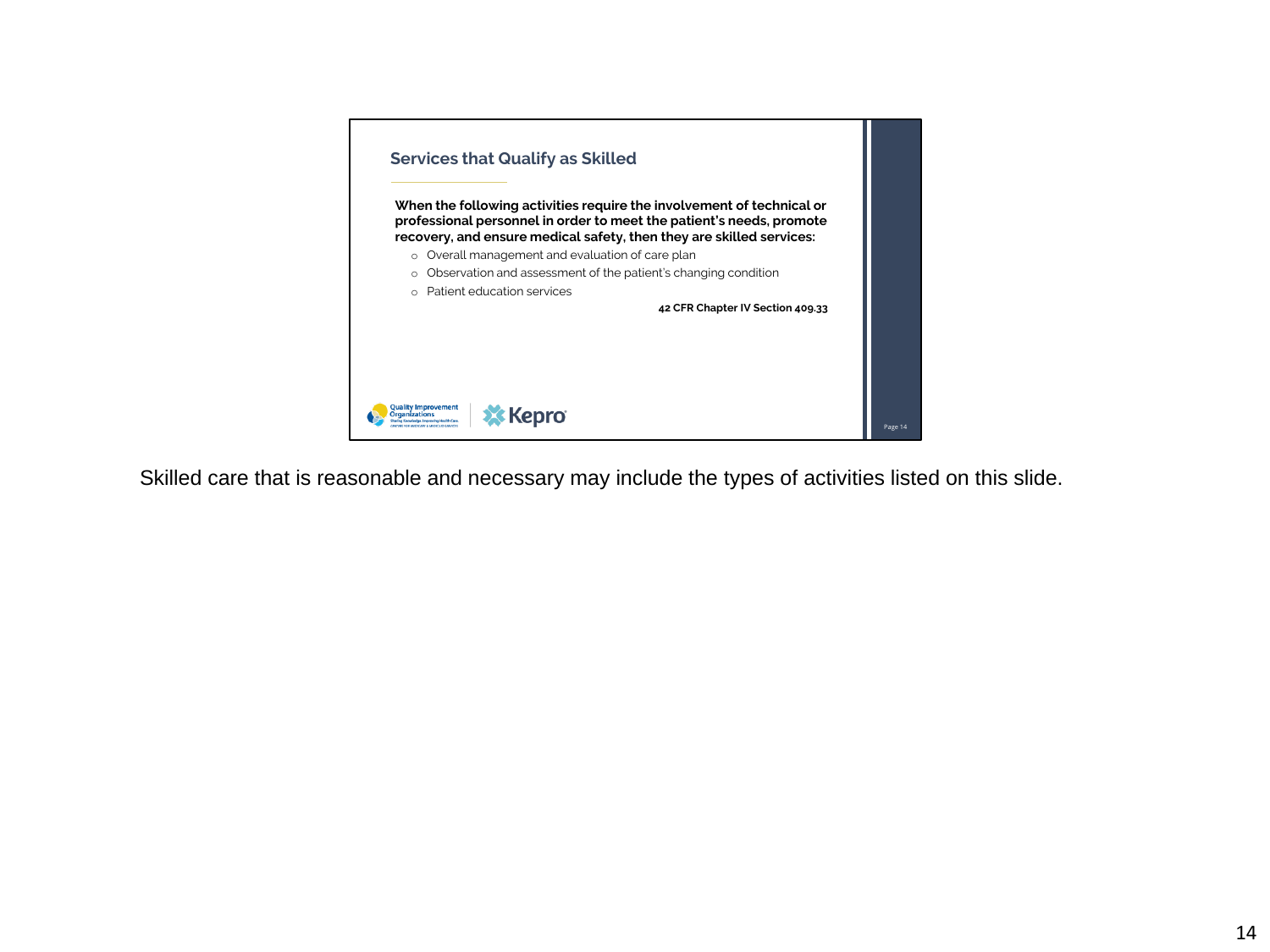## Services that Qualify as Skilled

**When the following activities require the involvement of technical or professional personnel in order to meet the patient's needs, promote recovery, and ensure medical safety, then they are skilled services:**

- Overall management and evaluation of care plan
- Observation and assessment of the patient's changing condition
- Patient education services

**42 CFR Chapter IV Section 409.33**

Skilled care that is reasonable and necessary may include the types of activities listed on this slide.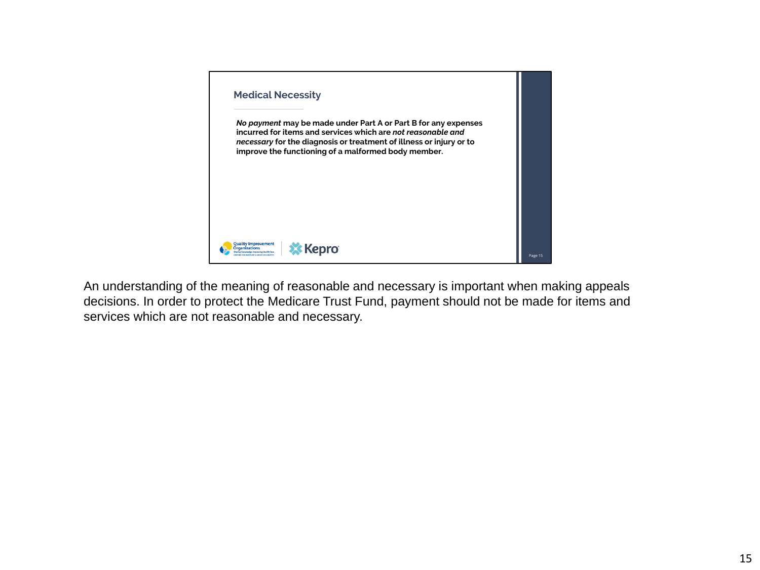## Medical Necessity

***No payment*** **may be made under Part A or Part B for any expenses incurred for items and services which are** ***not reasonable and necessary*** **for the diagnosis or treatment of illness or injury or to improve the functioning of a malformed body member.**

Quality Improvement Organizations | Kepro

An understanding of the meaning of reasonable and necessary is important when making appeals decisions. In order to protect the Medicare Trust Fund, payment should not be made for items and services which are not reasonable and necessary.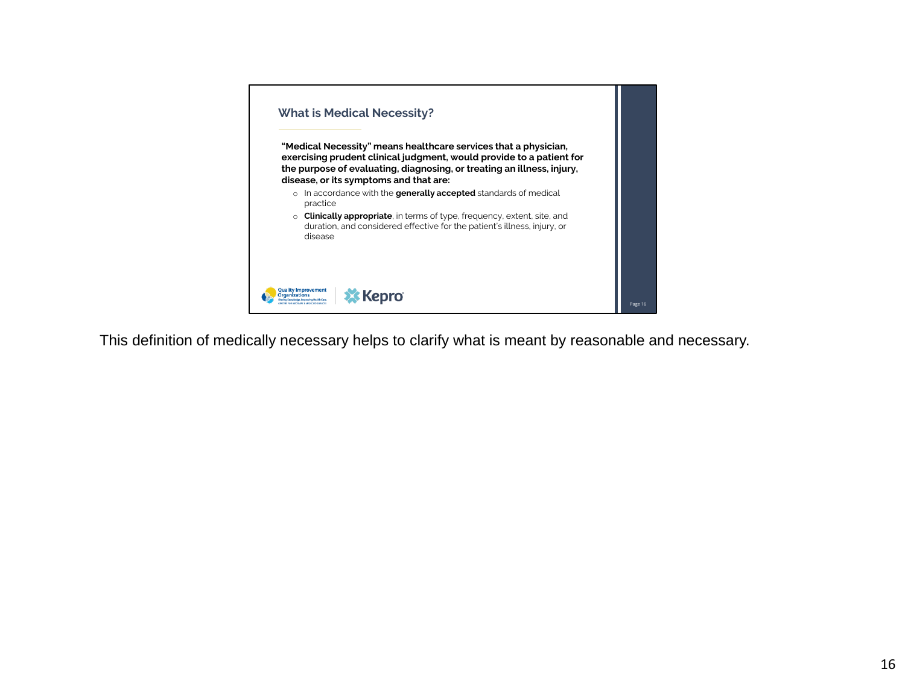## What is Medical Necessity?

**"Medical Necessity" means healthcare services that a physician, exercising prudent clinical judgment, would provide to a patient for the purpose of evaluating, diagnosing, or treating an illness, injury, disease, or its symptoms and that are:**

- In accordance with the **generally accepted** standards of medical practice
- **Clinically appropriate**, in terms of type, frequency, extent, site, and duration, and considered effective for the patient's illness, injury, or disease

This definition of medically necessary helps to clarify what is meant by reasonable and necessary.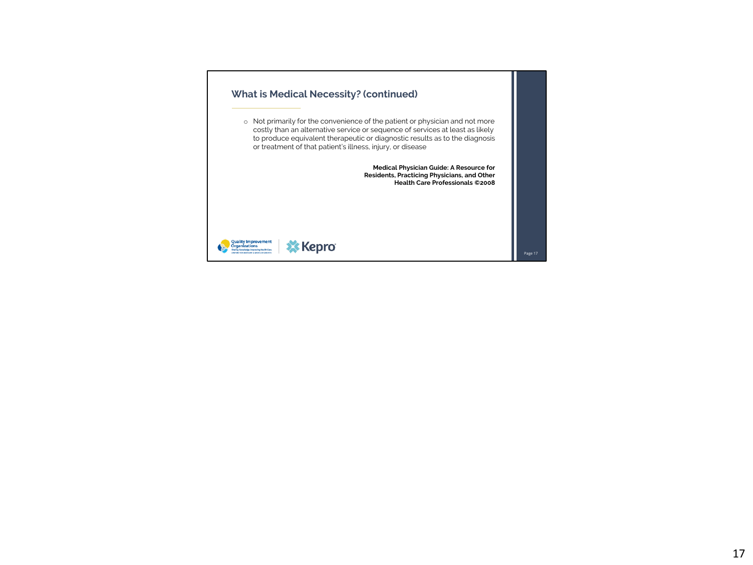## What is Medical Necessity? (continued)

- Not primarily for the convenience of the patient or physician and not more costly than an alternative service or sequence of services at least as likely to produce equivalent therapeutic or diagnostic results as to the diagnosis or treatment of that patient's illness, injury, or disease

**Medical Physician Guide: A Resource for Residents, Practicing Physicians, and Other Health Care Professionals ©2008**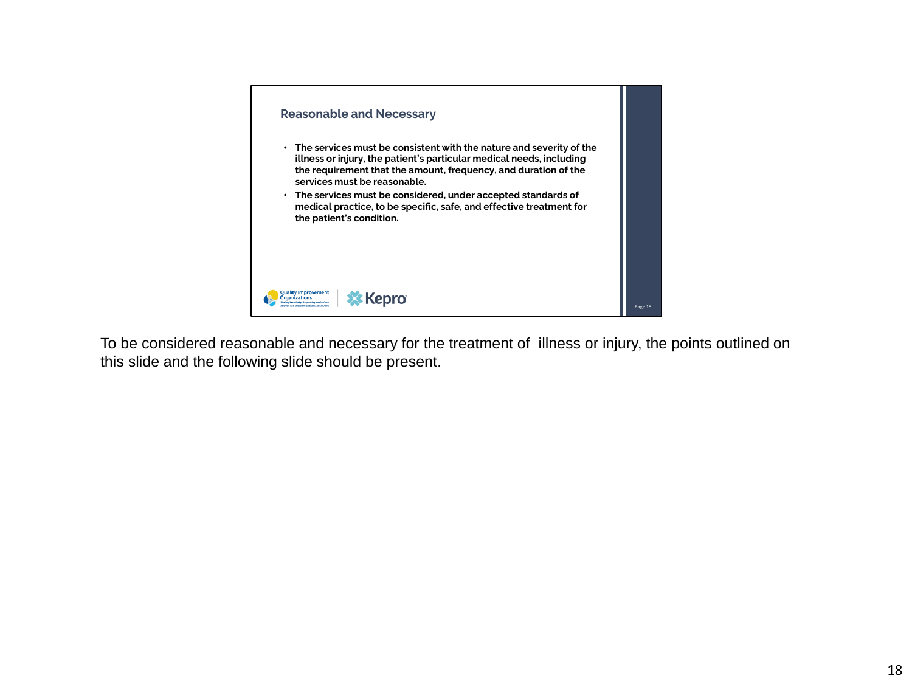## Reasonable and Necessary

- **The services must be consistent with the nature and severity of the illness or injury, the patient's particular medical needs, including the requirement that the amount, frequency, and duration of the services must be reasonable.**
- **The services must be considered, under accepted standards of medical practice, to be specific, safe, and effective treatment for the patient's condition.**

Quality Improvement Organizations | Kepro

To be considered reasonable and necessary for the treatment of illness or injury, the points outlined on this slide and the following slide should be present.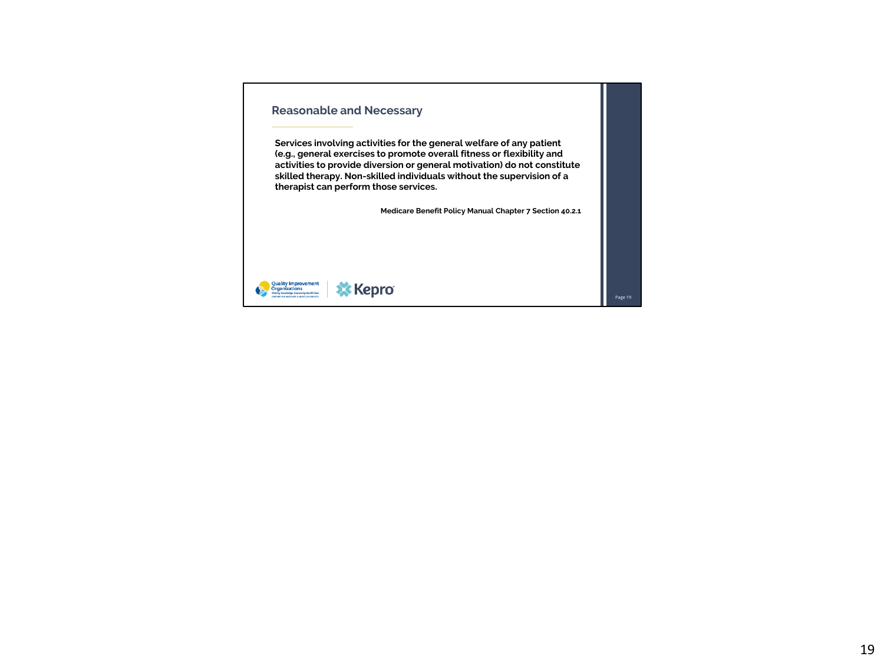## Reasonable and Necessary

**Services involving activities for the general welfare of any patient (e.g., general exercises to promote overall fitness or flexibility and activities to provide diversion or general motivation) do not constitute skilled therapy. Non-skilled individuals without the supervision of a therapist can perform those services.**

**Medicare Benefit Policy Manual Chapter 7 Section 40.2.1**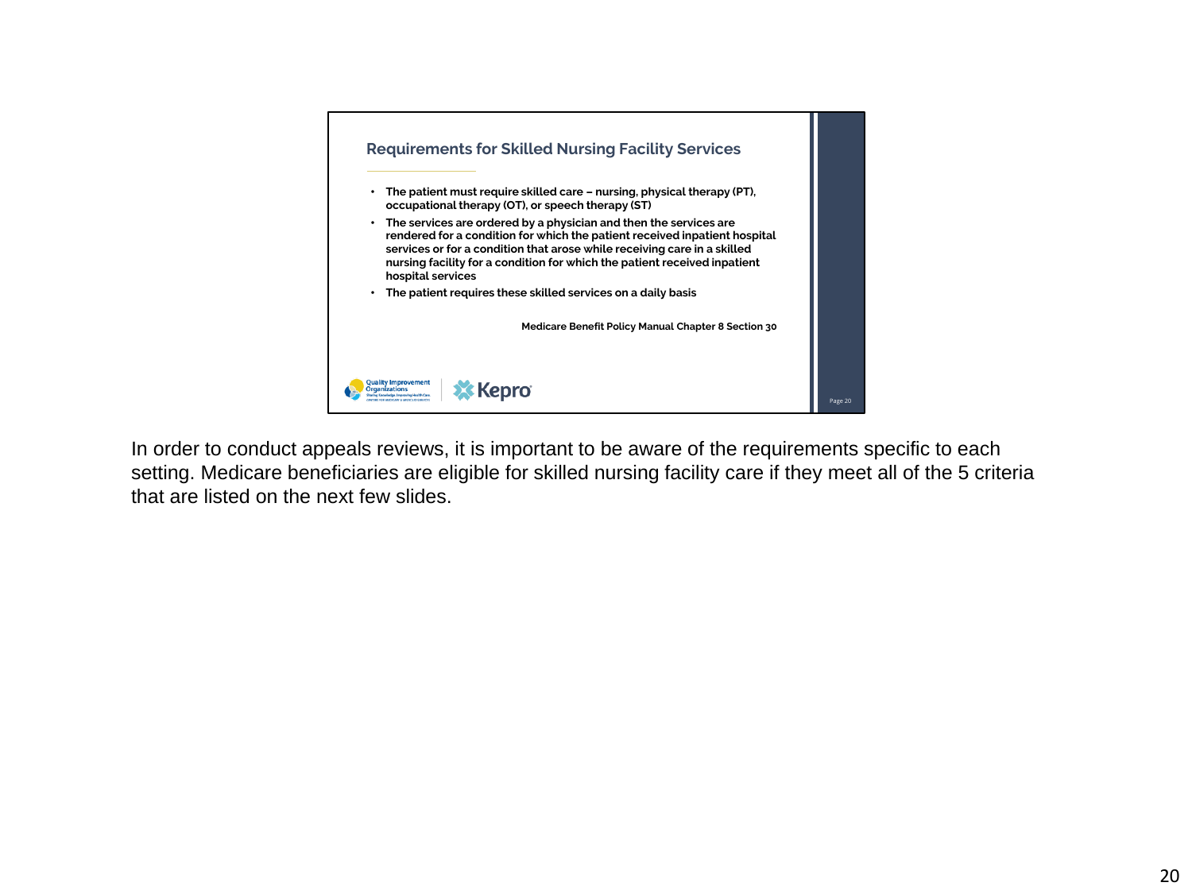## Requirements for Skilled Nursing Facility Services

- **The patient must require skilled care – nursing, physical therapy (PT), occupational therapy (OT), or speech therapy (ST)**
- **The services are ordered by a physician and then the services are rendered for a condition for which the patient received inpatient hospital services or for a condition that arose while receiving care in a skilled nursing facility for a condition for which the patient received inpatient hospital services**
- **The patient requires these skilled services on a daily basis**

**Medicare Benefit Policy Manual Chapter 8 Section 30**

In order to conduct appeals reviews, it is important to be aware of the requirements specific to each setting. Medicare beneficiaries are eligible for skilled nursing facility care if they meet all of the 5 criteria that are listed on the next few slides.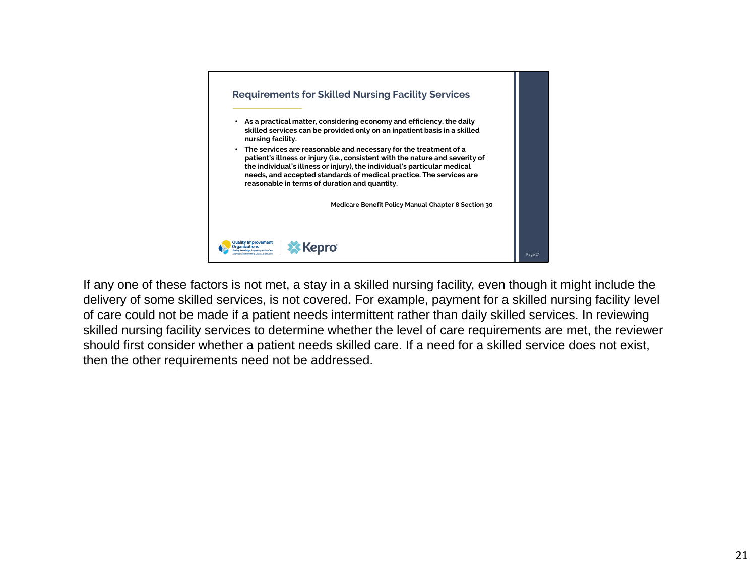## Requirements for Skilled Nursing Facility Services

- **As a practical matter, considering economy and efficiency, the daily skilled services can be provided only on an inpatient basis in a skilled nursing facility.**
- **The services are reasonable and necessary for the treatment of a patient's illness or injury (i.e., consistent with the nature and severity of the individual's illness or injury), the individual's particular medical needs, and accepted standards of medical practice. The services are reasonable in terms of duration and quantity.**

**Medicare Benefit Policy Manual Chapter 8 Section 30**

If any one of these factors is not met, a stay in a skilled nursing facility, even though it might include the delivery of some skilled services, is not covered. For example, payment for a skilled nursing facility level of care could not be made if a patient needs intermittent rather than daily skilled services. In reviewing skilled nursing facility services to determine whether the level of care requirements are met, the reviewer should first consider whether a patient needs skilled care. If a need for a skilled service does not exist, then the other requirements need not be addressed.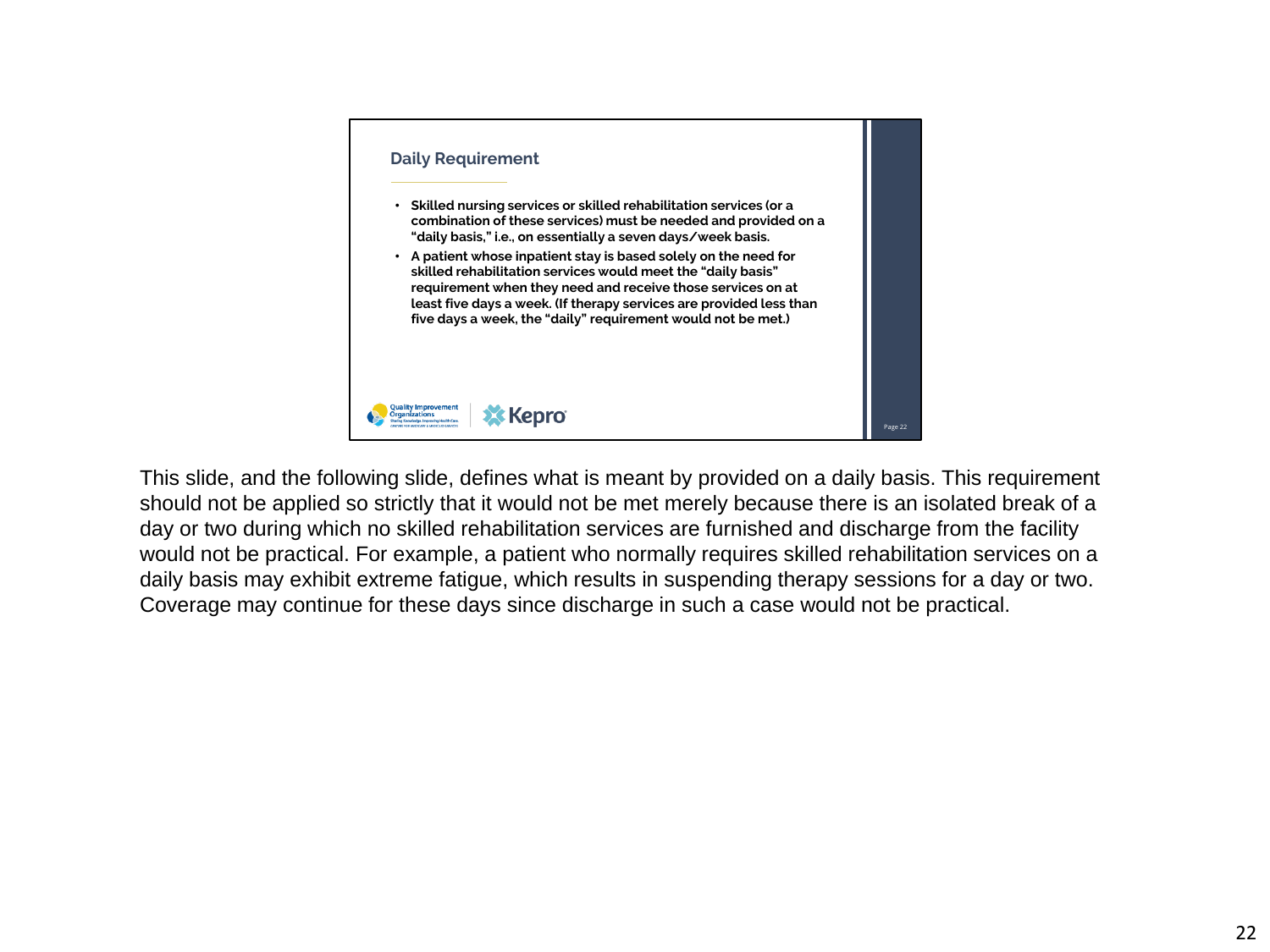## Daily Requirement

- **Skilled nursing services or skilled rehabilitation services (or a combination of these services) must be needed and provided on a "daily basis," i.e., on essentially a seven days/week basis.**
- **A patient whose inpatient stay is based solely on the need for skilled rehabilitation services would meet the "daily basis" requirement when they need and receive those services on at least five days a week. (If therapy services are provided less than five days a week, the "daily" requirement would not be met.)**

This slide, and the following slide, defines what is meant by provided on a daily basis. This requirement should not be applied so strictly that it would not be met merely because there is an isolated break of a day or two during which no skilled rehabilitation services are furnished and discharge from the facility would not be practical. For example, a patient who normally requires skilled rehabilitation services on a daily basis may exhibit extreme fatigue, which results in suspending therapy sessions for a day or two. Coverage may continue for these days since discharge in such a case would not be practical.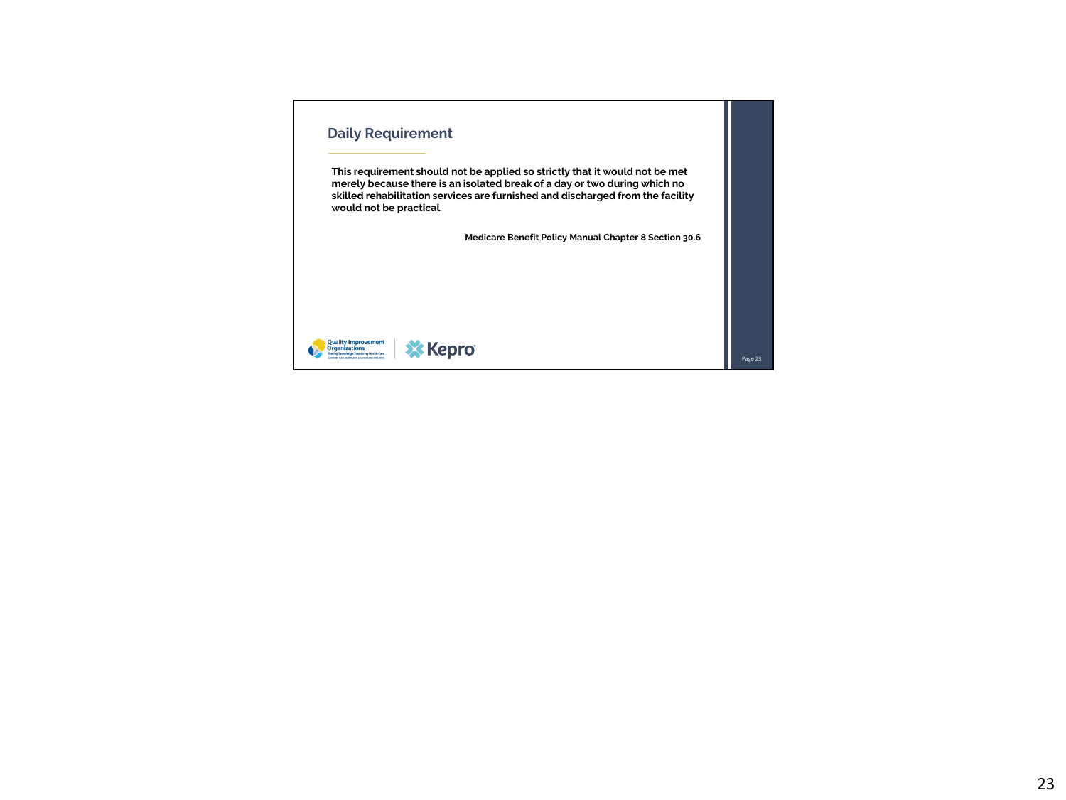## Daily Requirement

**This requirement should not be applied so strictly that it would not be met merely because there is an isolated break of a day or two during which no skilled rehabilitation services are furnished and discharged from the facility would not be practical.**

**Medicare Benefit Policy Manual Chapter 8 Section 30.6**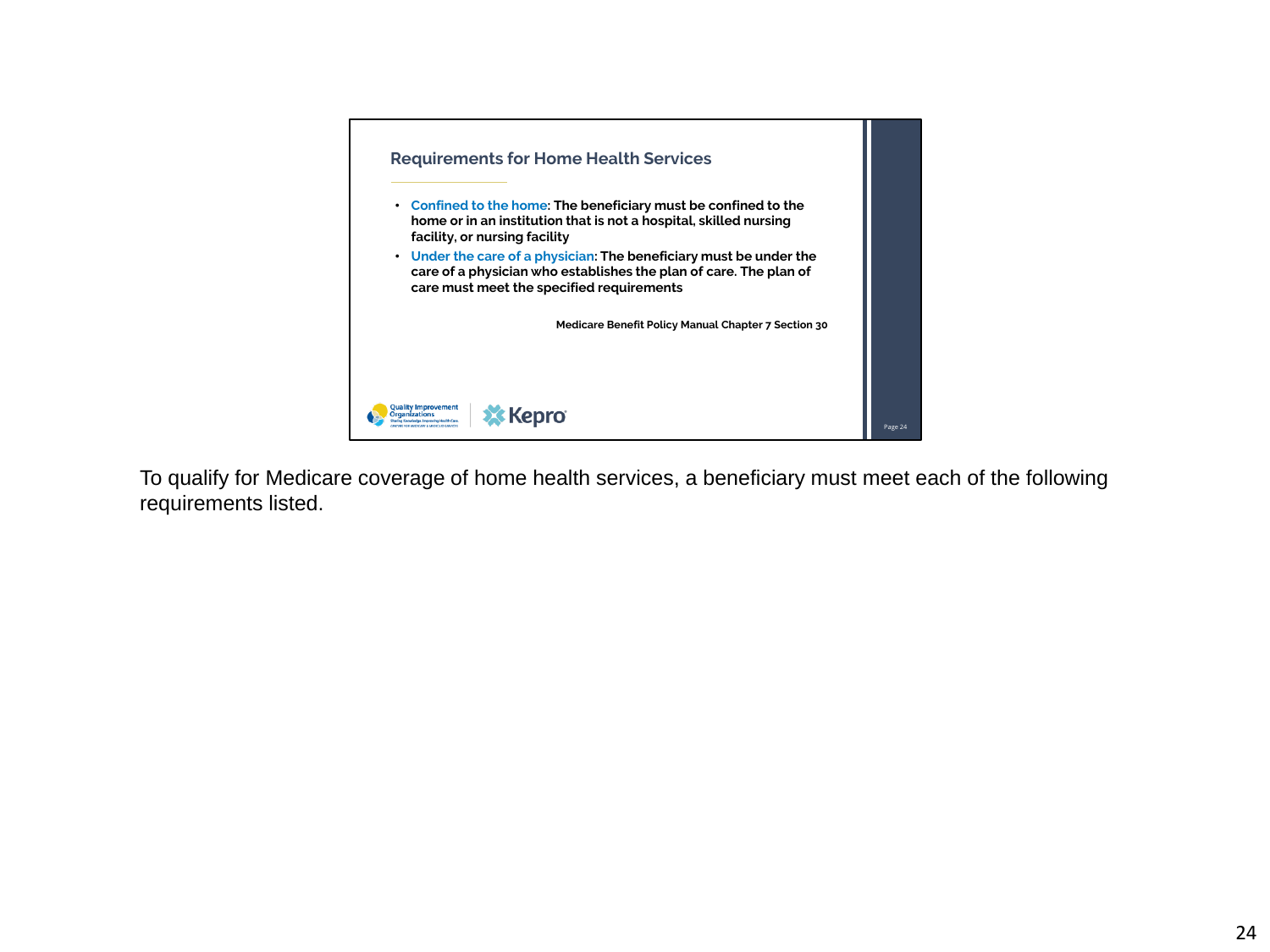## Requirements for Home Health Services

- **Confined to the home**: The beneficiary must be confined to the home or in an institution that is not a hospital, skilled nursing facility, or nursing facility
- **Under the care of a physician**: The beneficiary must be under the care of a physician who establishes the plan of care. The plan of care must meet the specified requirements

**Medicare Benefit Policy Manual Chapter 7 Section 30**

To qualify for Medicare coverage of home health services, a beneficiary must meet each of the following requirements listed.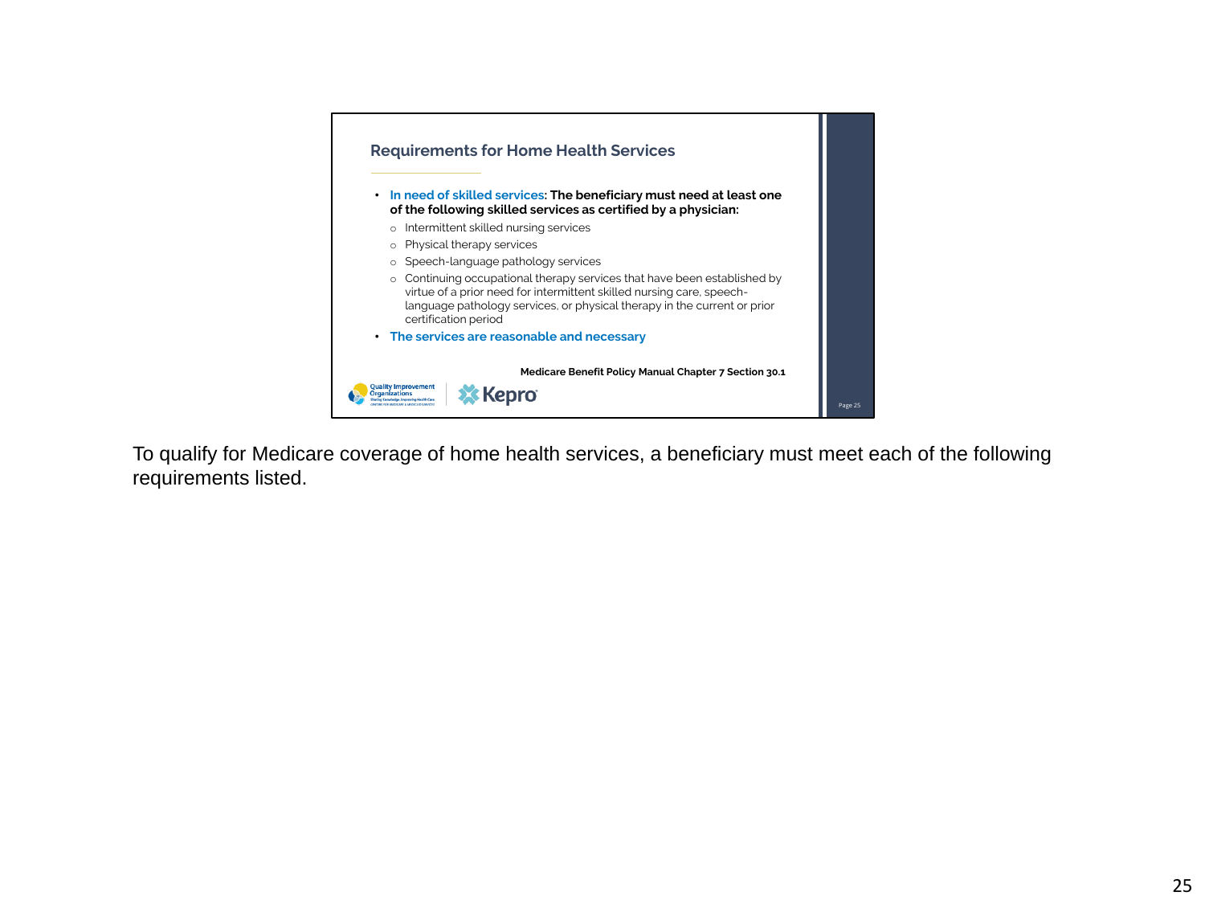## Requirements for Home Health Services

- **In need of skilled services: The beneficiary must need at least one of the following skilled services as certified by a physician:**
  - Intermittent skilled nursing services
  - Physical therapy services
  - Speech-language pathology services
  - Continuing occupational therapy services that have been established by virtue of a prior need for intermittent skilled nursing care, speech-language pathology services, or physical therapy in the current or prior certification period
- **The services are reasonable and necessary**

**Medicare Benefit Policy Manual Chapter 7 Section 30.1**

To qualify for Medicare coverage of home health services, a beneficiary must meet each of the following requirements listed.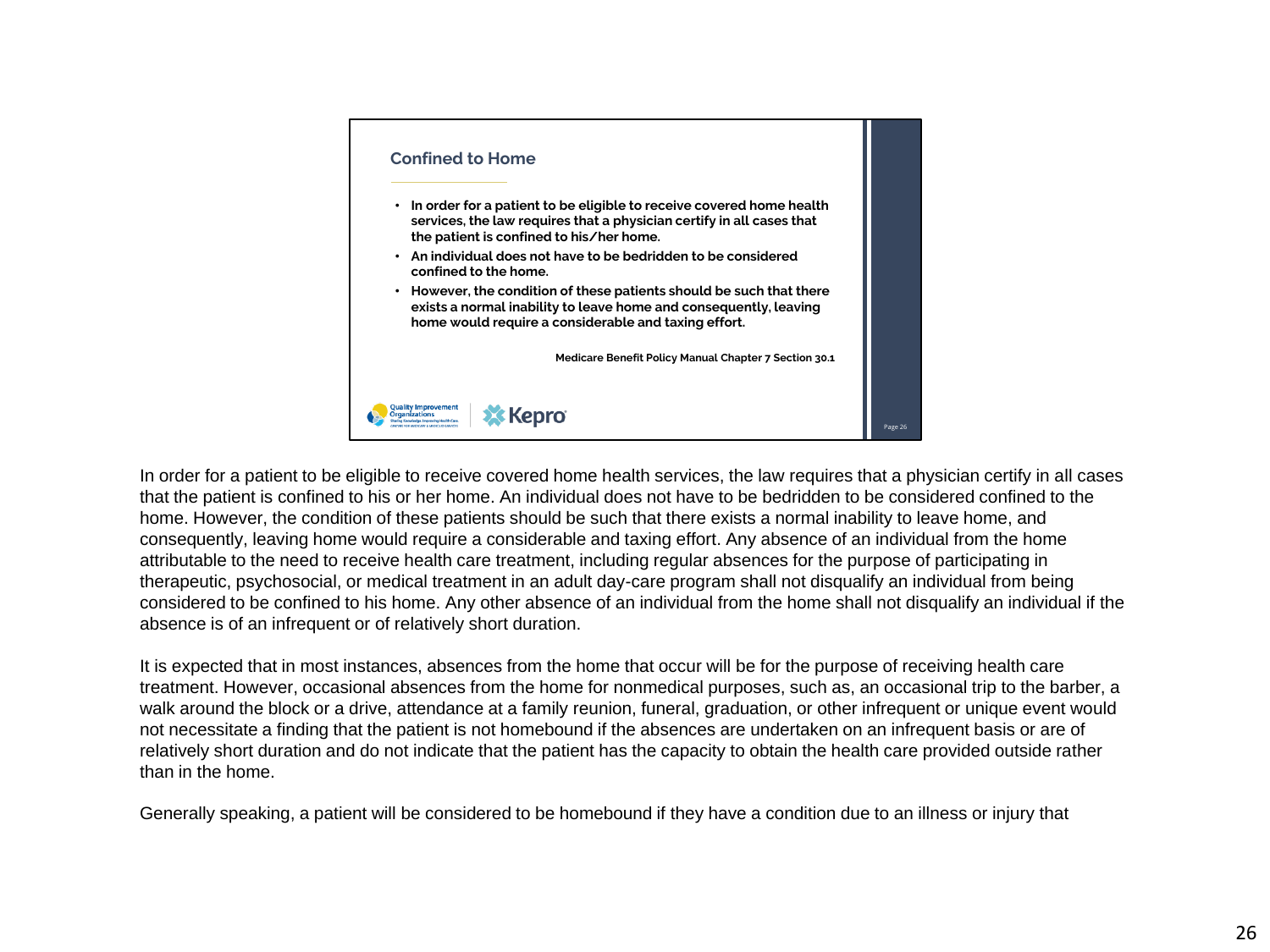## Confined to Home

- In order for a patient to be eligible to receive covered home health services, the law requires that a physician certify in all cases that the patient is confined to his/her home.
- An individual does not have to be bedridden to be considered confined to the home.
- However, the condition of these patients should be such that there exists a normal inability to leave home and consequently, leaving home would require a considerable and taxing effort.

Medicare Benefit Policy Manual Chapter 7 Section 30.1

In order for a patient to be eligible to receive covered home health services, the law requires that a physician certify in all cases that the patient is confined to his or her home. An individual does not have to be bedridden to be considered confined to the home. However, the condition of these patients should be such that there exists a normal inability to leave home, and consequently, leaving home would require a considerable and taxing effort. Any absence of an individual from the home attributable to the need to receive health care treatment, including regular absences for the purpose of participating in therapeutic, psychosocial, or medical treatment in an adult day-care program shall not disqualify an individual from being considered to be confined to his home. Any other absence of an individual from the home shall not disqualify an individual if the absence is of an infrequent or of relatively short duration.

It is expected that in most instances, absences from the home that occur will be for the purpose of receiving health care treatment. However, occasional absences from the home for nonmedical purposes, such as, an occasional trip to the barber, a walk around the block or a drive, attendance at a family reunion, funeral, graduation, or other infrequent or unique event would not necessitate a finding that the patient is not homebound if the absences are undertaken on an infrequent basis or are of relatively short duration and do not indicate that the patient has the capacity to obtain the health care provided outside rather than in the home.

Generally speaking, a patient will be considered to be homebound if they have a condition due to an illness or injury that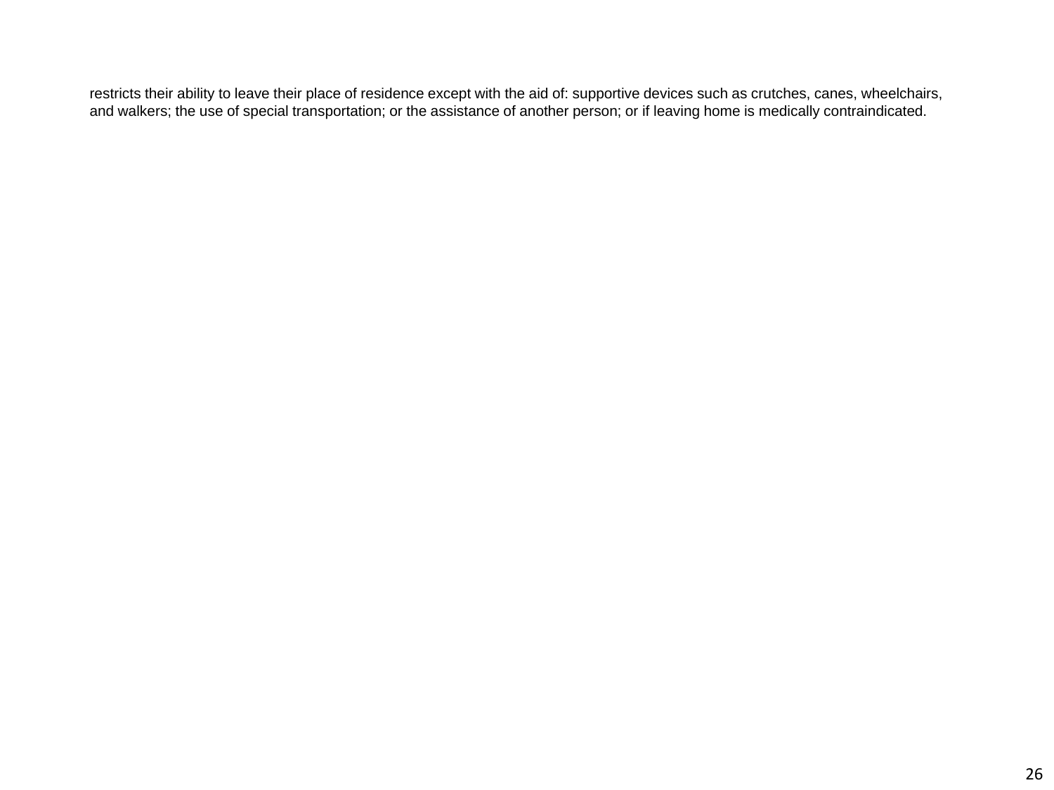restricts their ability to leave their place of residence except with the aid of: supportive devices such as crutches, canes, wheelchairs, and walkers; the use of special transportation; or the assistance of another person; or if leaving home is medically contraindicated.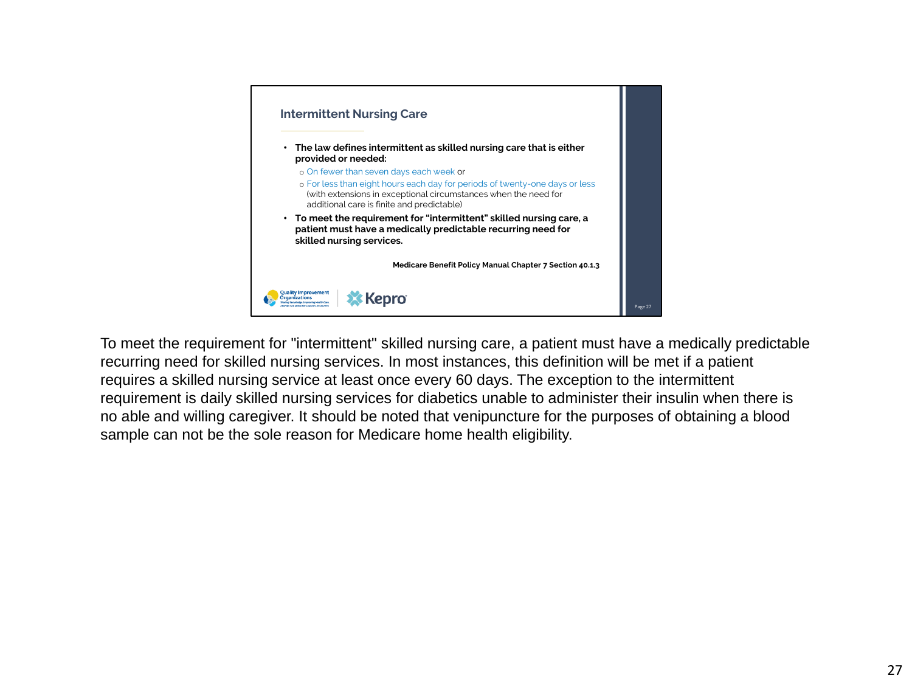## Intermittent Nursing Care

- **The law defines intermittent as skilled nursing care that is either provided or needed:**
  - On fewer than seven days each week or
  - For less than eight hours each day for periods of twenty-one days or less (with extensions in exceptional circumstances when the need for additional care is finite and predictable)
- **To meet the requirement for "intermittent" skilled nursing care, a patient must have a medically predictable recurring need for skilled nursing services.**

**Medicare Benefit Policy Manual Chapter 7 Section 40.1.3**

To meet the requirement for "intermittent" skilled nursing care, a patient must have a medically predictable recurring need for skilled nursing services. In most instances, this definition will be met if a patient requires a skilled nursing service at least once every 60 days. The exception to the intermittent requirement is daily skilled nursing services for diabetics unable to administer their insulin when there is no able and willing caregiver. It should be noted that venipuncture for the purposes of obtaining a blood sample can not be the sole reason for Medicare home health eligibility.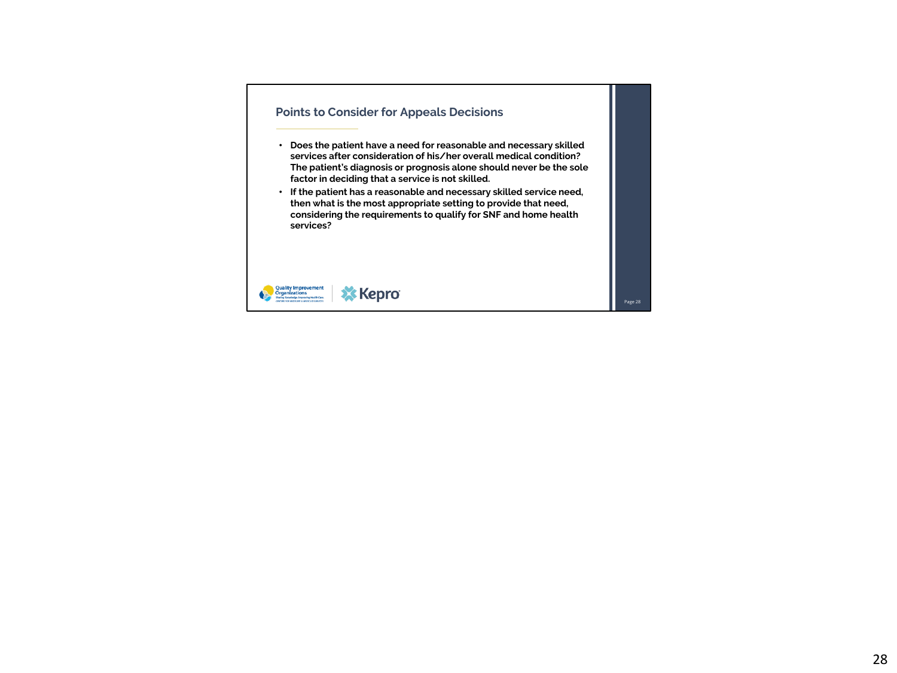## Points to Consider for Appeals Decisions

- **Does the patient have a need for reasonable and necessary skilled services after consideration of his/her overall medical condition? The patient's diagnosis or prognosis alone should never be the sole factor in deciding that a service is not skilled.**
- **If the patient has a reasonable and necessary skilled service need, then what is the most appropriate setting to provide that need, considering the requirements to qualify for SNF and home health services?**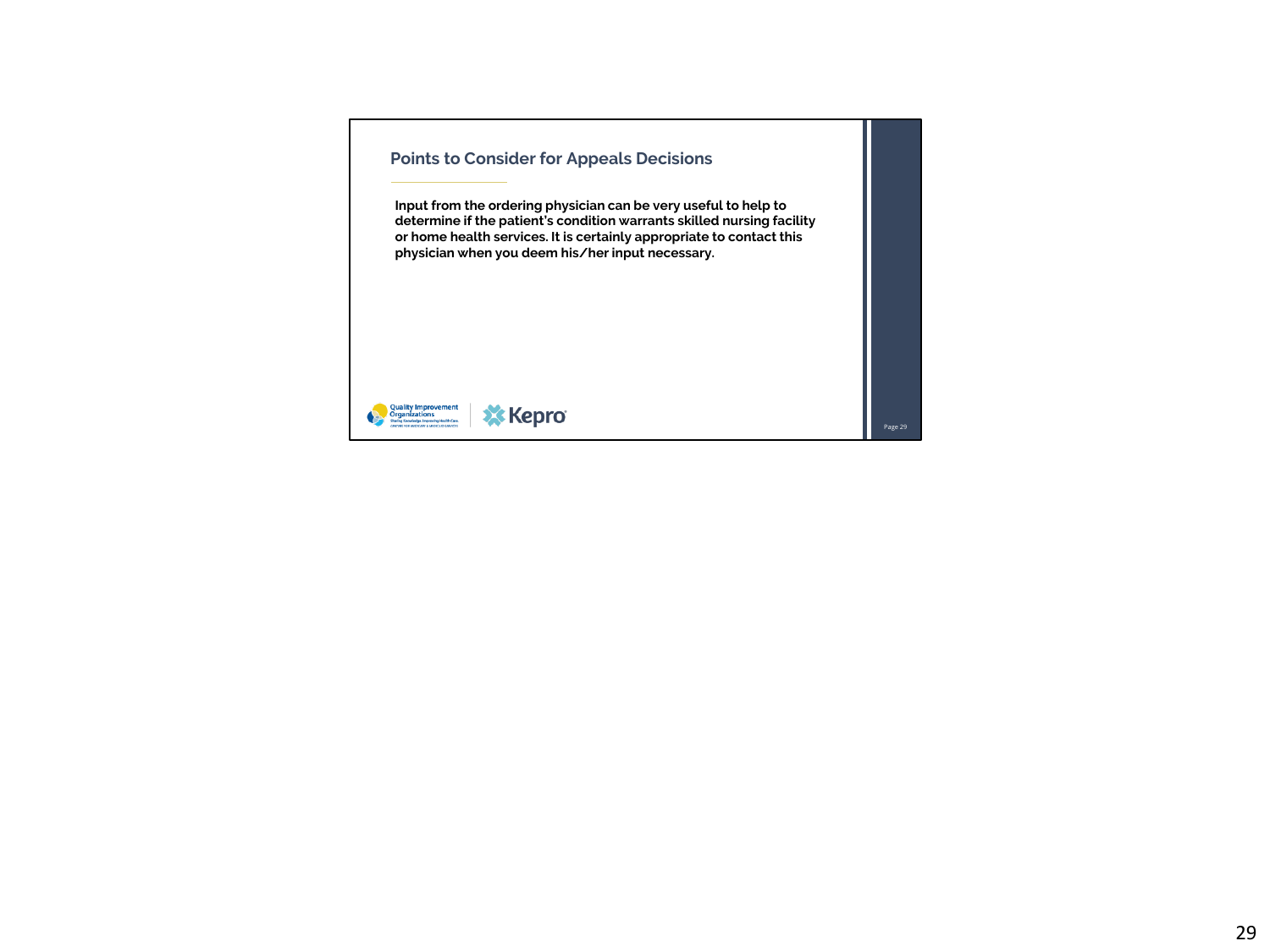## Points to Consider for Appeals Decisions

**Input from the ordering physician can be very useful to help to determine if the patient's condition warrants skilled nursing facility or home health services. It is certainly appropriate to contact this physician when you deem his/her input necessary.**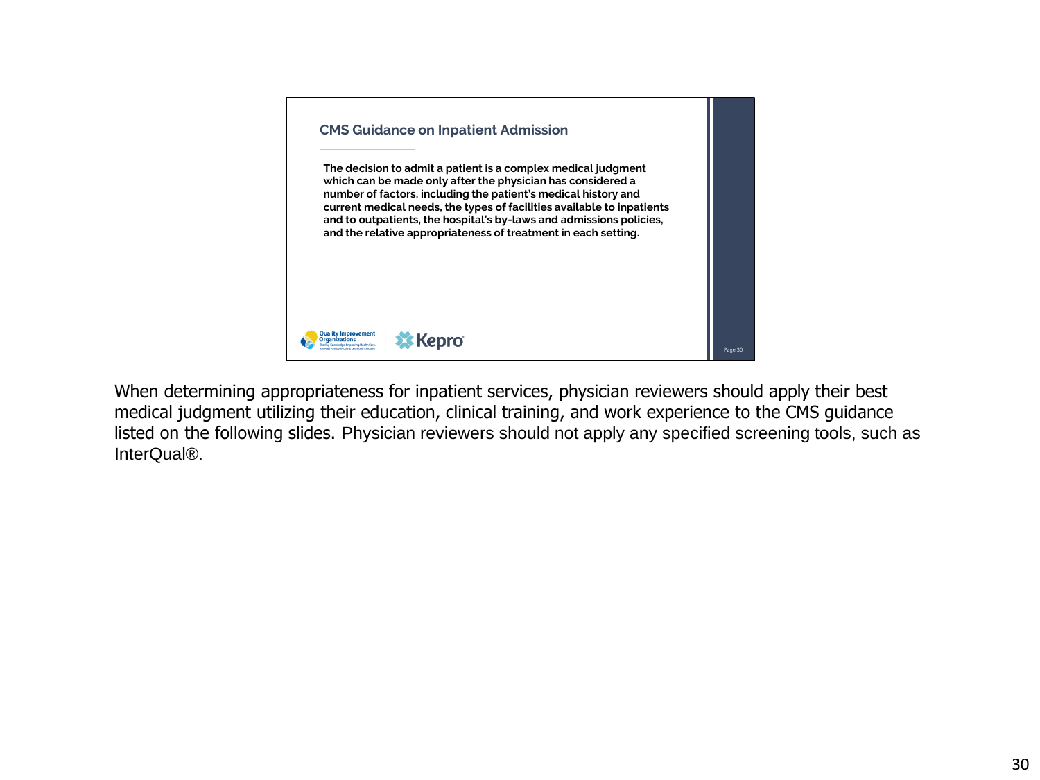## CMS Guidance on Inpatient Admission

**The decision to admit a patient is a complex medical judgment which can be made only after the physician has considered a number of factors, including the patient's medical history and current medical needs, the types of facilities available to inpatients and to outpatients, the hospital's by-laws and admissions policies, and the relative appropriateness of treatment in each setting.**

When determining appropriateness for inpatient services, physician reviewers should apply their best medical judgment utilizing their education, clinical training, and work experience to the CMS guidance listed on the following slides. Physician reviewers should not apply any specified screening tools, such as InterQual®.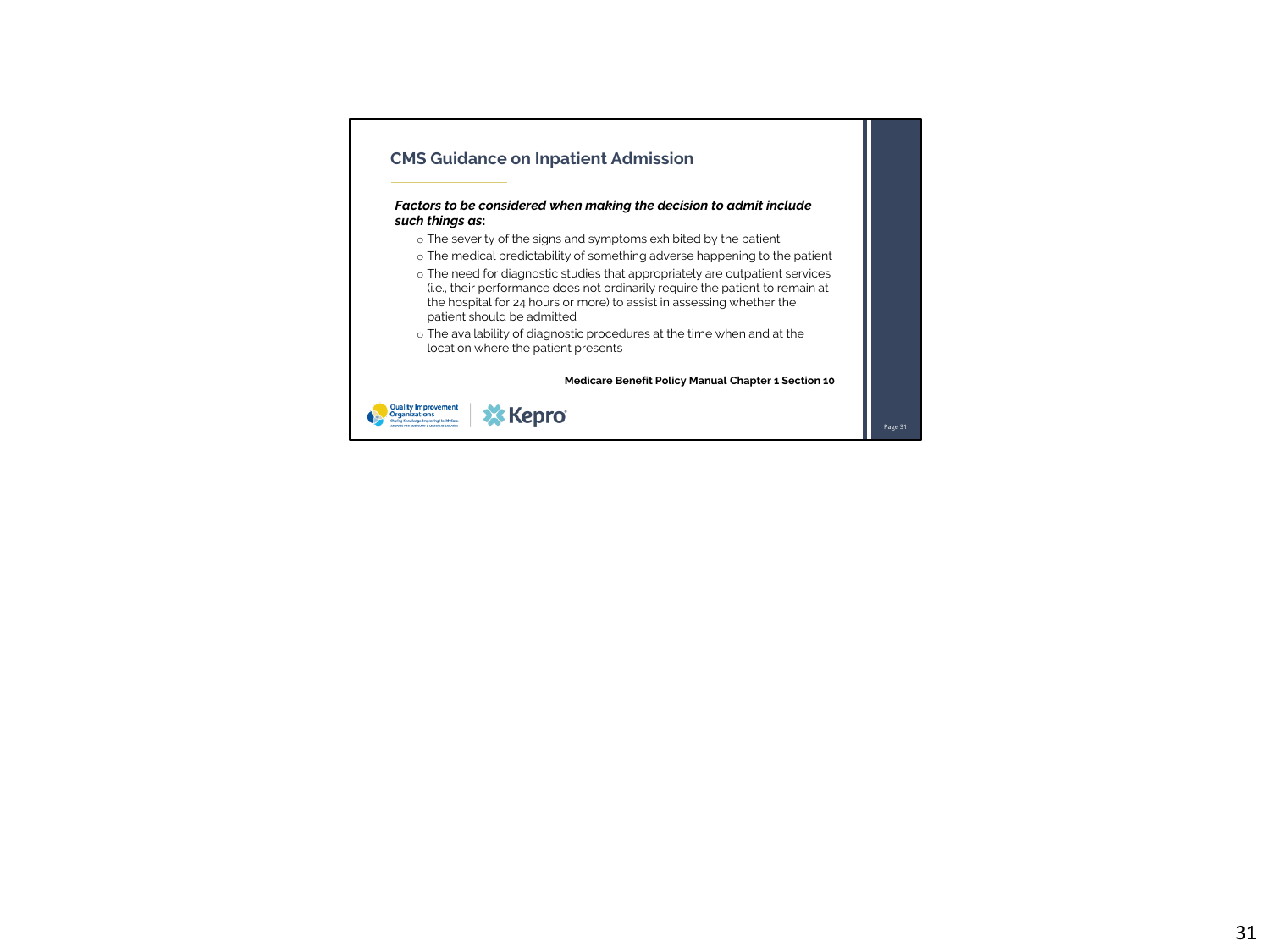## CMS Guidance on Inpatient Admission

***Factors to be considered when making the decision to admit include such things as*:**

- The severity of the signs and symptoms exhibited by the patient
- The medical predictability of something adverse happening to the patient
- The need for diagnostic studies that appropriately are outpatient services (i.e., their performance does not ordinarily require the patient to remain at the hospital for 24 hours or more) to assist in assessing whether the patient should be admitted
- The availability of diagnostic procedures at the time when and at the location where the patient presents

**Medicare Benefit Policy Manual Chapter 1 Section 10**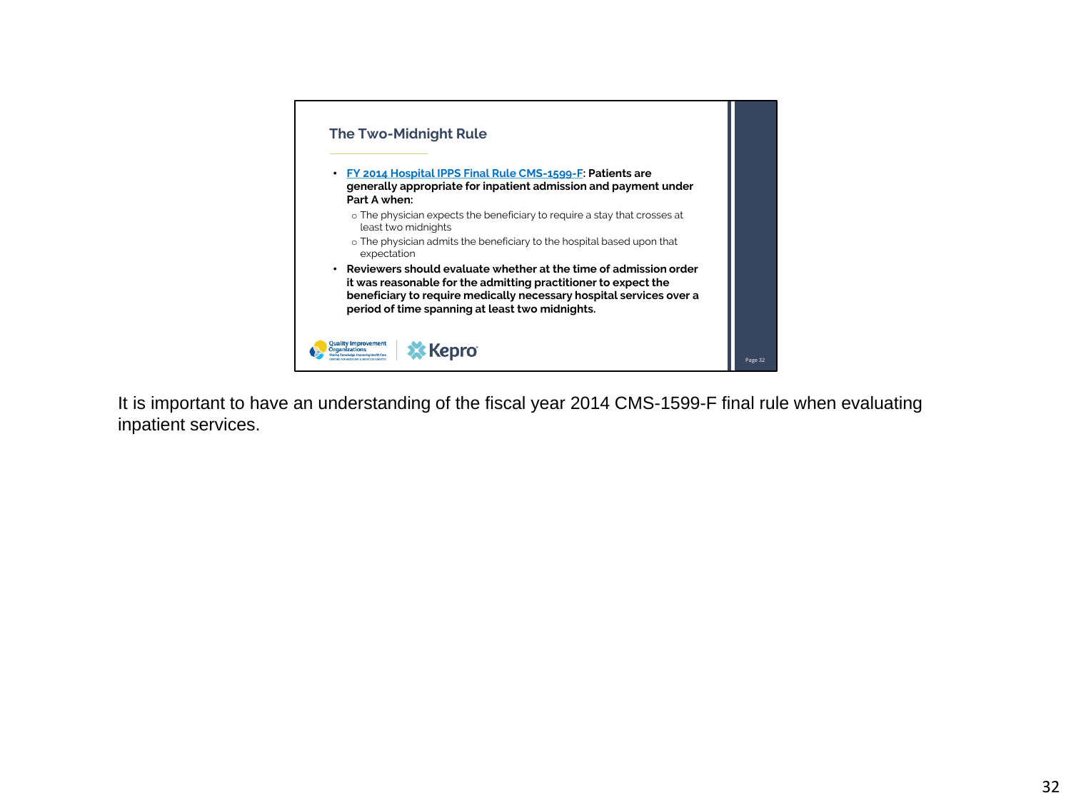## The Two-Midnight Rule

- **FY 2014 Hospital IPPS Final Rule CMS-1599-F: Patients are generally appropriate for inpatient admission and payment under Part A when:**
  - The physician expects the beneficiary to require a stay that crosses at least two midnights
  - The physician admits the beneficiary to the hospital based upon that expectation
- **Reviewers should evaluate whether at the time of admission order it was reasonable for the admitting practitioner to expect the beneficiary to require medically necessary hospital services over a period of time spanning at least two midnights.**

Quality Improvement Organizations | Kepro

Page 32

It is important to have an understanding of the fiscal year 2014 CMS-1599-F final rule when evaluating inpatient services.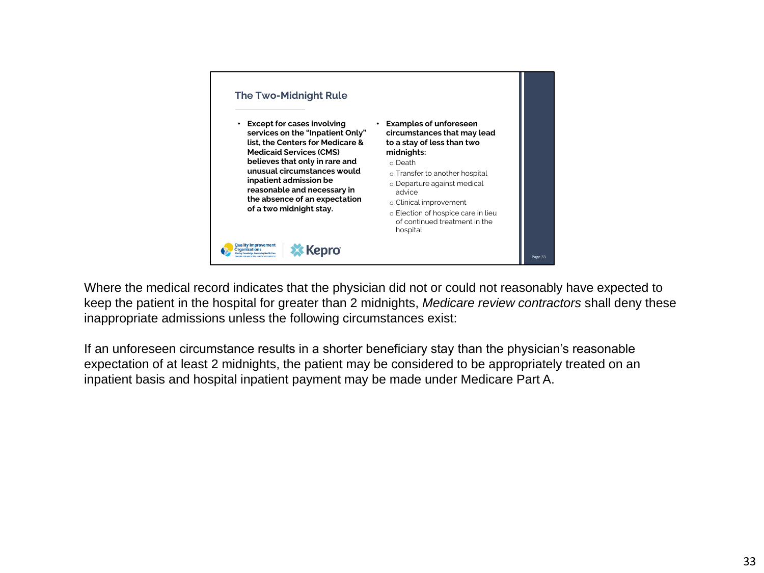## The Two-Midnight Rule

- **Except for cases involving services on the "Inpatient Only" list, the Centers for Medicare & Medicaid Services (CMS) believes that only in rare and unusual circumstances would inpatient admission be reasonable and necessary in the absence of an expectation of a two midnight stay.**
- **Examples of unforeseen circumstances that may lead to a stay of less than two midnights:**
  - Death
  - Transfer to another hospital
  - Departure against medical advice
  - Clinical improvement
  - Election of hospice care in lieu of continued treatment in the hospital

Where the medical record indicates that the physician did not or could not reasonably have expected to keep the patient in the hospital for greater than 2 midnights, *Medicare review contractors* shall deny these inappropriate admissions unless the following circumstances exist:

If an unforeseen circumstance results in a shorter beneficiary stay than the physician's reasonable expectation of at least 2 midnights, the patient may be considered to be appropriately treated on an inpatient basis and hospital inpatient payment may be made under Medicare Part A.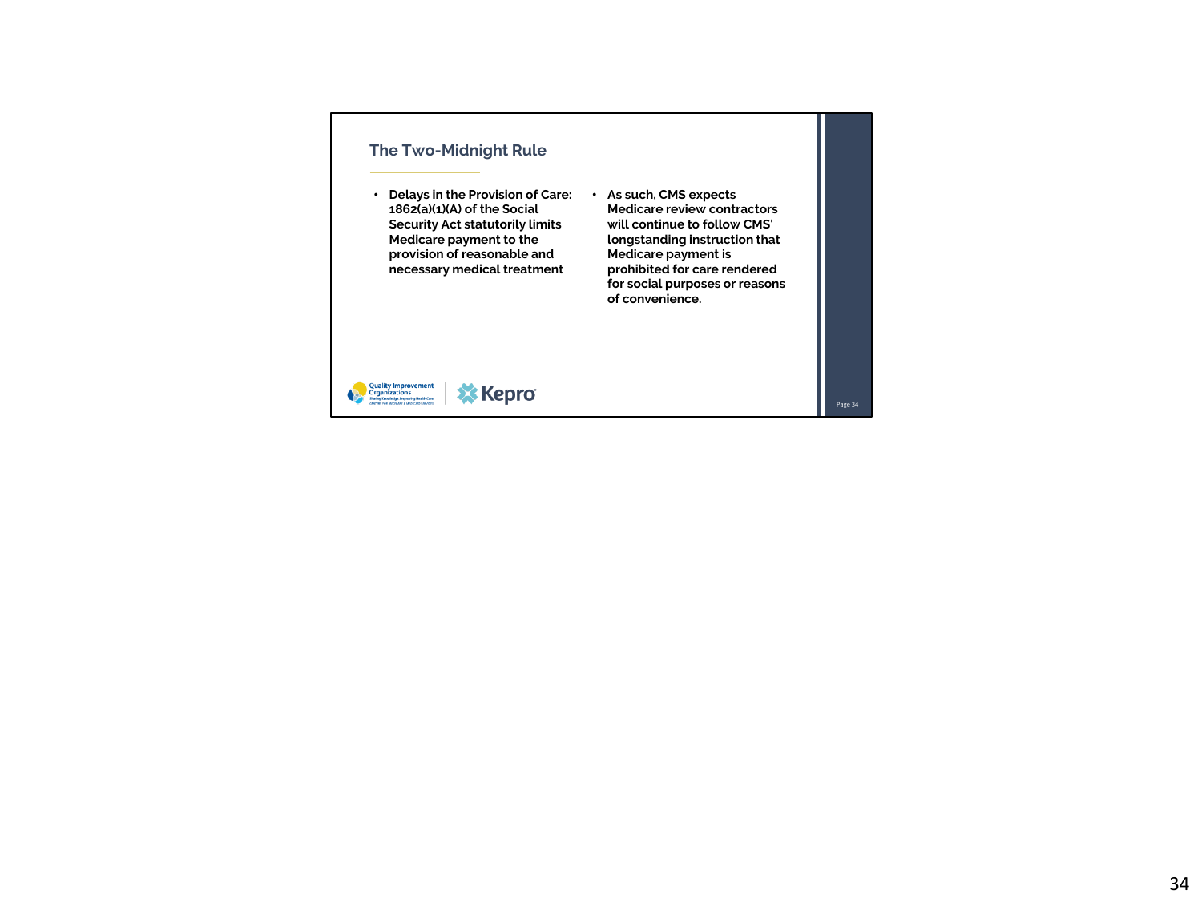## The Two-Midnight Rule

- **Delays in the Provision of Care: 1862(a)(1)(A) of the Social Security Act statutorily limits Medicare payment to the provision of reasonable and necessary medical treatment**
- **As such, CMS expects Medicare review contractors will continue to follow CMS' longstanding instruction that Medicare payment is prohibited for care rendered for social purposes or reasons of convenience.**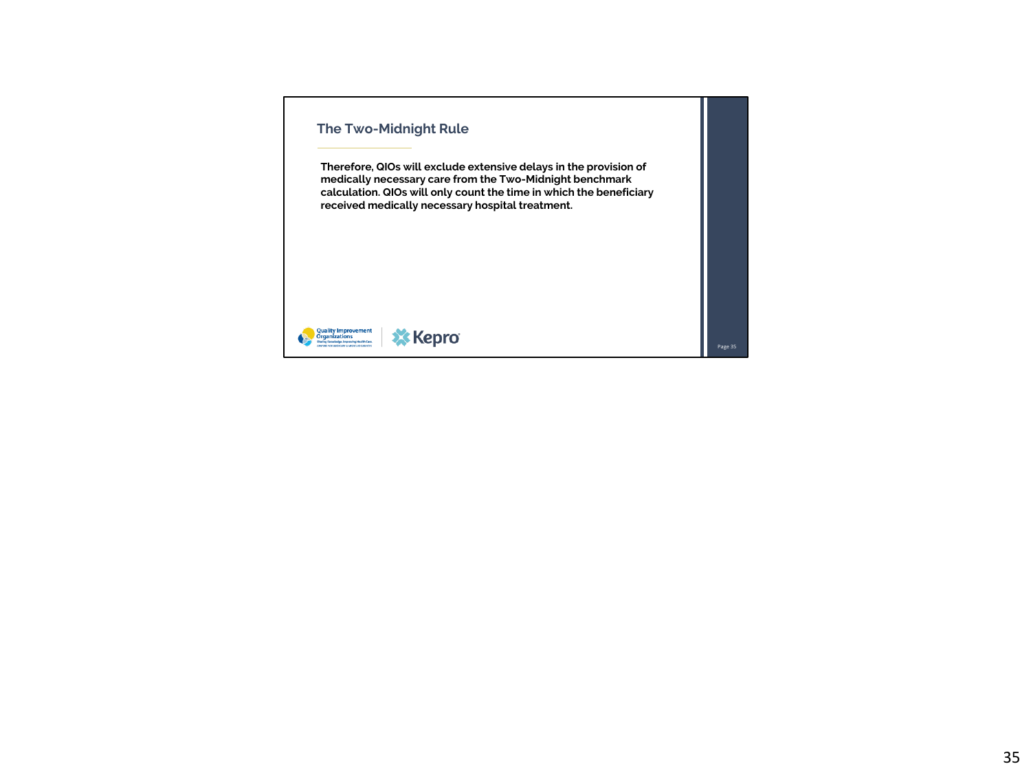## The Two-Midnight Rule

**Therefore, QIOs will exclude extensive delays in the provision of medically necessary care from the Two-Midnight benchmark calculation. QIOs will only count the time in which the beneficiary received medically necessary hospital treatment.**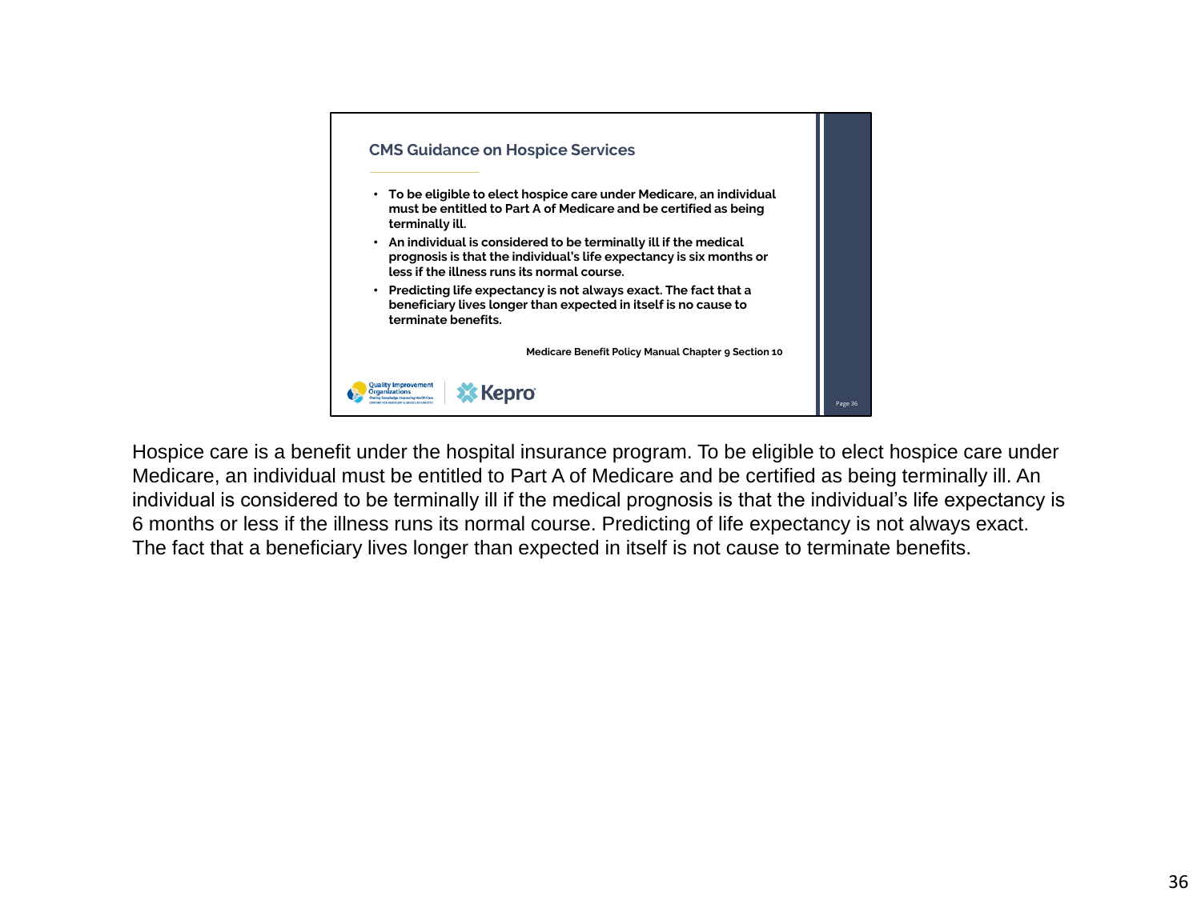## CMS Guidance on Hospice Services

- To be eligible to elect hospice care under Medicare, an individual must be entitled to Part A of Medicare and be certified as being terminally ill.
- An individual is considered to be terminally ill if the medical prognosis is that the individual's life expectancy is six months or less if the illness runs its normal course.
- Predicting life expectancy is not always exact. The fact that a beneficiary lives longer than expected in itself is no cause to terminate benefits.

Medicare Benefit Policy Manual Chapter 9 Section 10

Quality Improvement Organizations | Kepro

Hospice care is a benefit under the hospital insurance program. To be eligible to elect hospice care under Medicare, an individual must be entitled to Part A of Medicare and be certified as being terminally ill. An individual is considered to be terminally ill if the medical prognosis is that the individual's life expectancy is 6 months or less if the illness runs its normal course. Predicting of life expectancy is not always exact. The fact that a beneficiary lives longer than expected in itself is not cause to terminate benefits.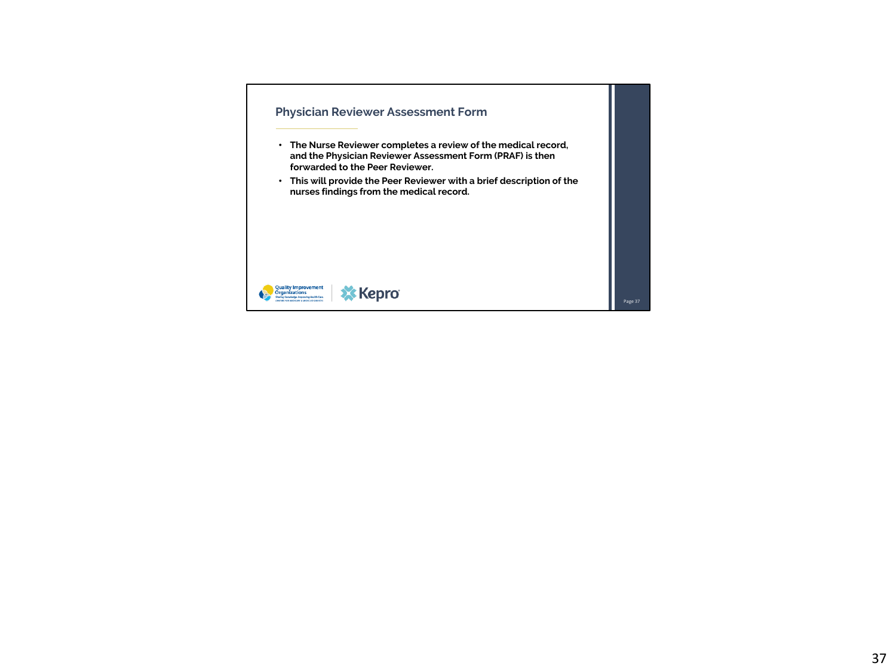## Physician Reviewer Assessment Form

- **The Nurse Reviewer completes a review of the medical record, and the Physician Reviewer Assessment Form (PRAF) is then forwarded to the Peer Reviewer.**
- **This will provide the Peer Reviewer with a brief description of the nurses findings from the medical record.**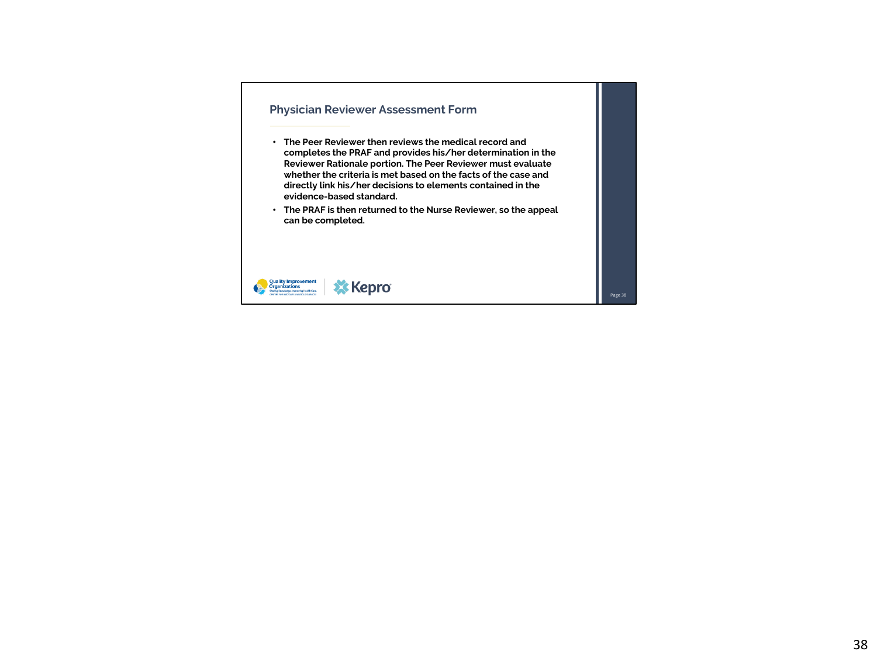## Physician Reviewer Assessment Form

- **The Peer Reviewer then reviews the medical record and completes the PRAF and provides his/her determination in the Reviewer Rationale portion. The Peer Reviewer must evaluate whether the criteria is met based on the facts of the case and directly link his/her decisions to elements contained in the evidence-based standard.**
- **The PRAF is then returned to the Nurse Reviewer, so the appeal can be completed.**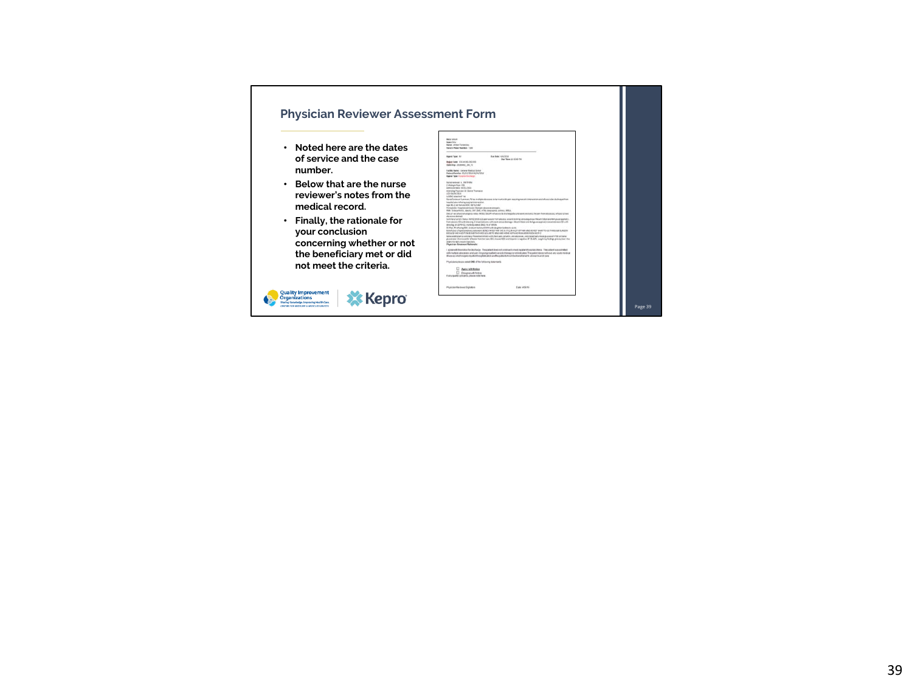## Physician Reviewer Assessment Form

- Noted here are the dates of service and the case number.
- Below that are the nurse reviewer's notes from the medical record.
- Finally, the rationale for your conclusion concerning whether or not the beneficiary met or did not meet the criteria.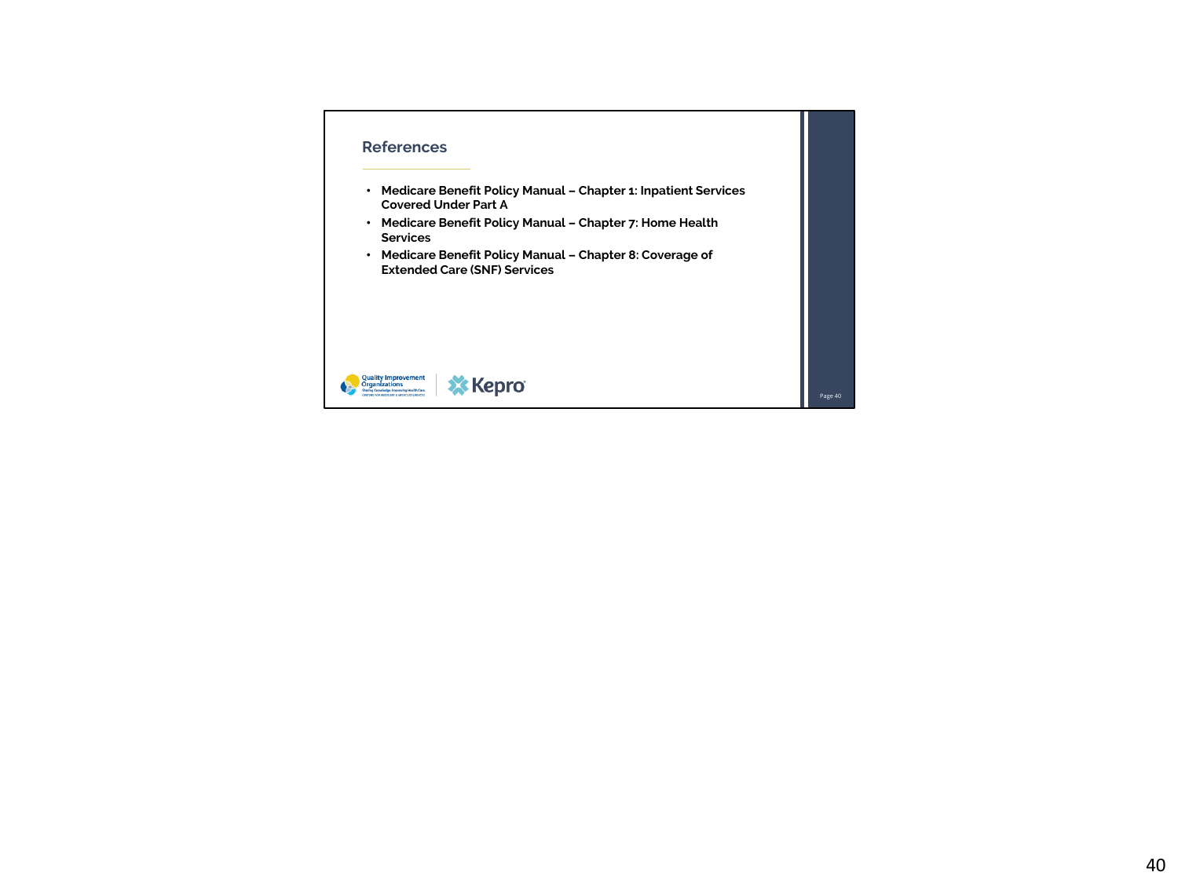## References

- **Medicare Benefit Policy Manual – Chapter 1: Inpatient Services Covered Under Part A**
- **Medicare Benefit Policy Manual – Chapter 7: Home Health Services**
- **Medicare Benefit Policy Manual – Chapter 8: Coverage of Extended Care (SNF) Services**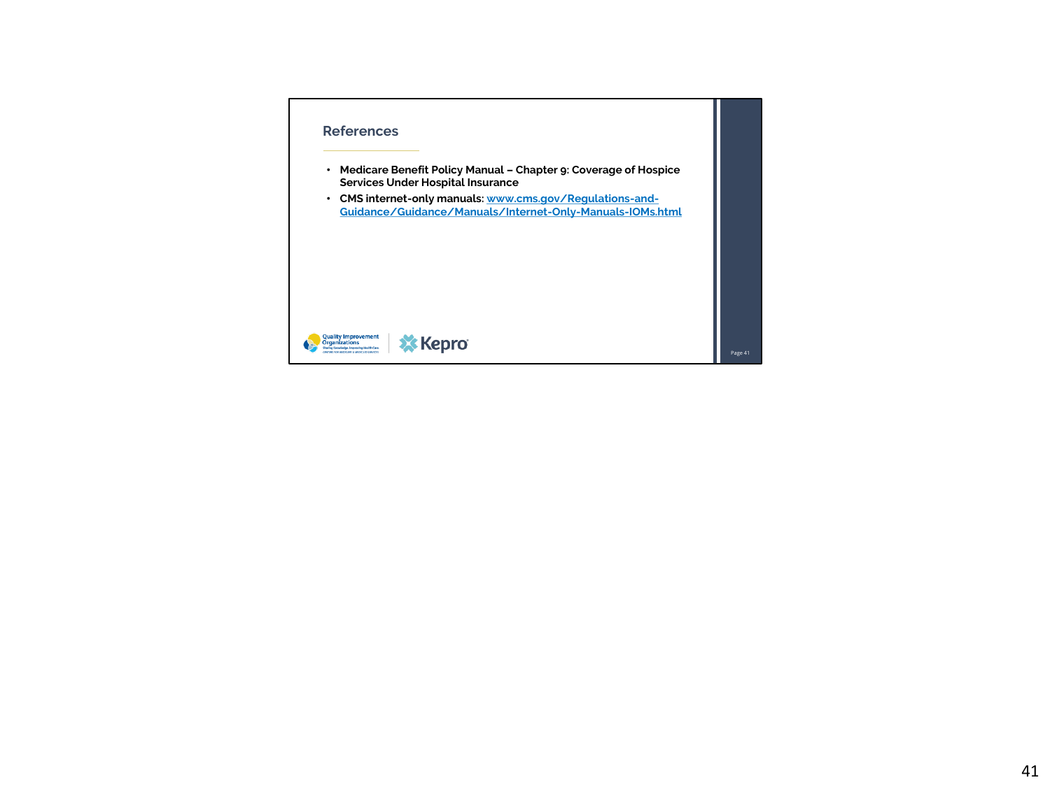## References

- **Medicare Benefit Policy Manual – Chapter 9: Coverage of Hospice Services Under Hospital Insurance**
- **CMS internet-only manuals:** [www.cms.gov/Regulations-and-Guidance/Guidance/Manuals/Internet-Only-Manuals-IOMs.html](www.cms.gov/Regulations-and-Guidance/Guidance/Manuals/Internet-Only-Manuals-IOMs.html)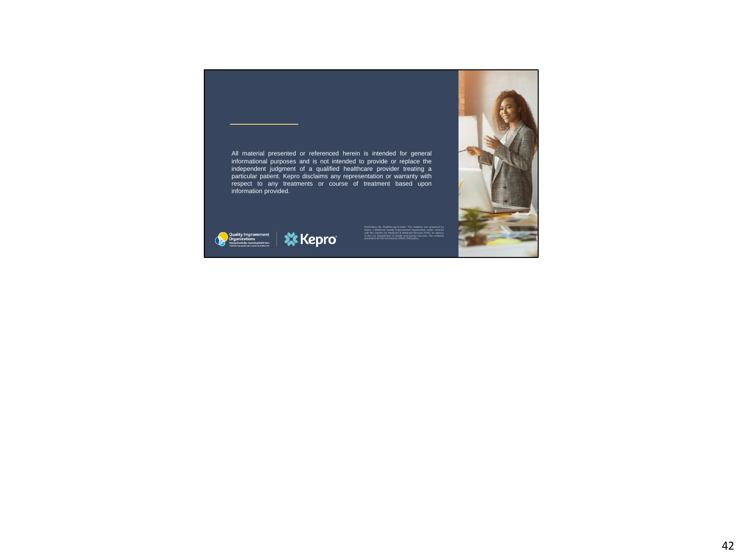All material presented or referenced herein is intended for general informational purposes and is not intended to provide or replace the independent judgment of a qualified healthcare provider treating a particular patient. Kepro disclaims any representation or warranty with respect to any treatments or course of treatment based upon information provided.

Quality Improvement Organizations

Sharing Knowledge. Improving Health Care.

CENTERS FOR MEDICARE & MEDICAID SERVICES

Kepro

Publication No. R146810-99-6/2021. This material was prepared by Kepro, a Medicare Quality Improvement Organization under contract with the Centers for Medicare & Medicaid Services (CMS), an agency of the U.S. Department of Health and Human Services. The contents presented do not necessarily reflect CMS policy.